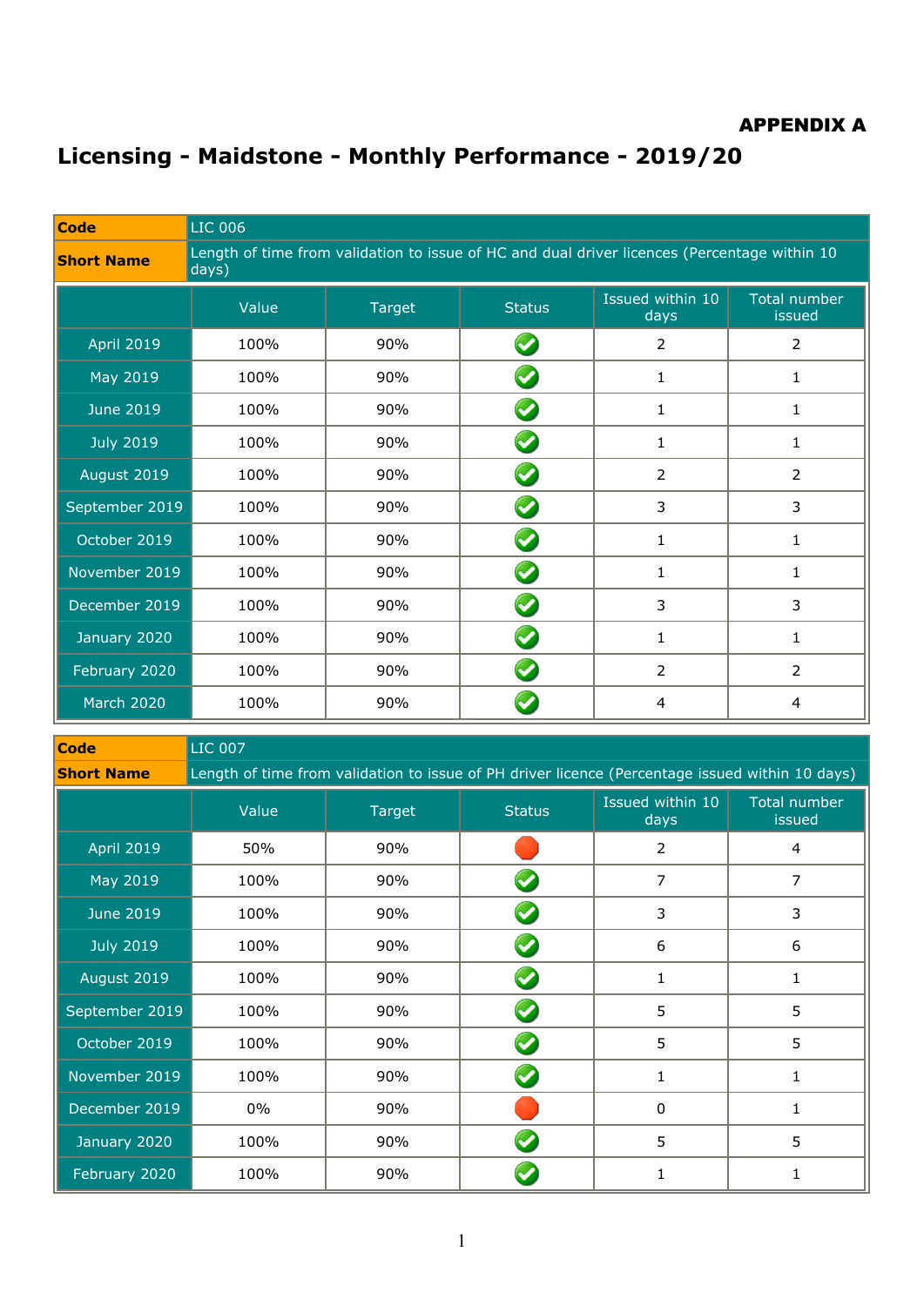**APPENDIX A**

# Licensing - Maidstone - Monthly Performance - 2019/20

| **Code** | LIC 006 | | | | |
|---|---|---|---|---|---|
| **Short Name** | Length of time from validation to issue of HC and dual driver licences (Percentage within 10 days) | | | | |
| | Value | Target | Status | Issued within 10 days | Total number issued |
| April 2019 | 100% | 90% | ✓ | 2 | 2 |
| May 2019 | 100% | 90% | ✓ | 1 | 1 |
| June 2019 | 100% | 90% | ✓ | 1 | 1 |
| July 2019 | 100% | 90% | ✓ | 1 | 1 |
| August 2019 | 100% | 90% | ✓ | 2 | 2 |
| September 2019 | 100% | 90% | ✓ | 3 | 3 |
| October 2019 | 100% | 90% | ✓ | 1 | 1 |
| November 2019 | 100% | 90% | ✓ | 1 | 1 |
| December 2019 | 100% | 90% | ✓ | 3 | 3 |
| January 2020 | 100% | 90% | ✓ | 1 | 1 |
| February 2020 | 100% | 90% | ✓ | 2 | 2 |
| March 2020 | 100% | 90% | ✓ | 4 | 4 |

| **Code** | LIC 007 | | | | |
|---|---|---|---|---|---|
| **Short Name** | Length of time from validation to issue of PH driver licence (Percentage issued within 10 days) | | | | |
| | Value | Target | Status | Issued within 10 days | Total number issued |
| April 2019 | 50% | 90% | ● | 2 | 4 |
| May 2019 | 100% | 90% | ✓ | 7 | 7 |
| June 2019 | 100% | 90% | ✓ | 3 | 3 |
| July 2019 | 100% | 90% | ✓ | 6 | 6 |
| August 2019 | 100% | 90% | ✓ | 1 | 1 |
| September 2019 | 100% | 90% | ✓ | 5 | 5 |
| October 2019 | 100% | 90% | ✓ | 5 | 5 |
| November 2019 | 100% | 90% | ✓ | 1 | 1 |
| December 2019 | 0% | 90% | ● | 0 | 1 |
| January 2020 | 100% | 90% | ✓ | 5 | 5 |
| February 2020 | 100% | 90% | ✓ | 1 | 1 |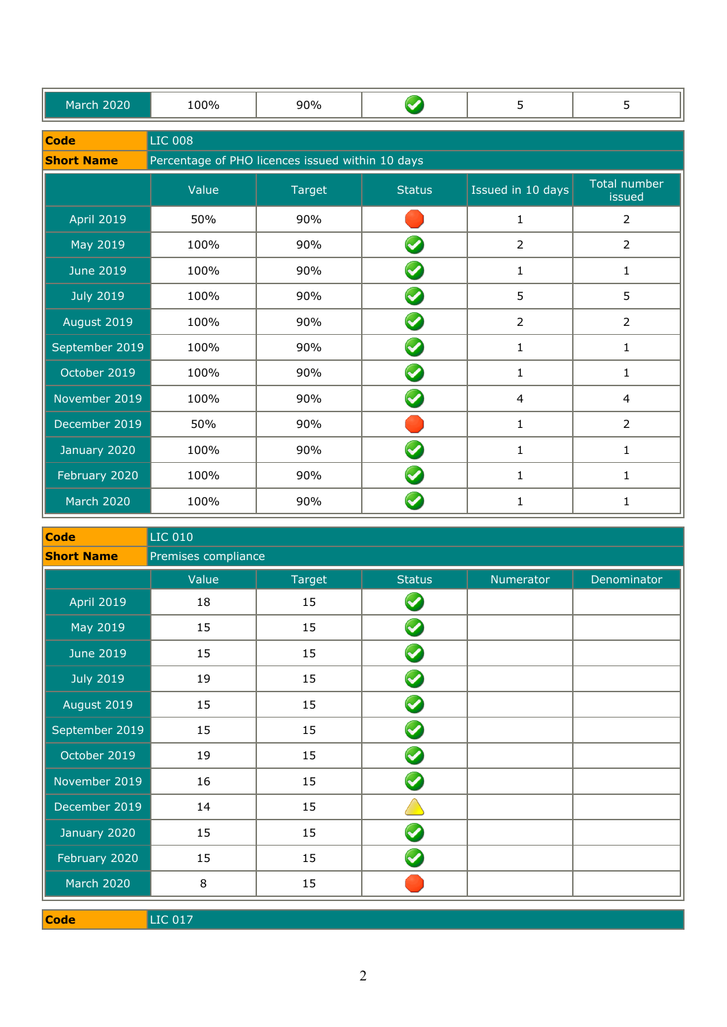| March 2020 | 100% | 90% | ✓ | 5 | 5 |
|---|---|---|---|---|---|

| **Code** | LIC 008 |
|---|---|
| **Short Name** | Percentage of PHO licences issued within 10 days |

| | Value | Target | Status | Issued in 10 days | Total number issued |
|---|---|---|---|---|---|
| April 2019 | 50% | 90% | 🔴 | 1 | 2 |
| May 2019 | 100% | 90% | ✓ | 2 | 2 |
| June 2019 | 100% | 90% | ✓ | 1 | 1 |
| July 2019 | 100% | 90% | ✓ | 5 | 5 |
| August 2019 | 100% | 90% | ✓ | 2 | 2 |
| September 2019 | 100% | 90% | ✓ | 1 | 1 |
| October 2019 | 100% | 90% | ✓ | 1 | 1 |
| November 2019 | 100% | 90% | ✓ | 4 | 4 |
| December 2019 | 50% | 90% | 🔴 | 1 | 2 |
| January 2020 | 100% | 90% | ✓ | 1 | 1 |
| February 2020 | 100% | 90% | ✓ | 1 | 1 |
| March 2020 | 100% | 90% | ✓ | 1 | 1 |

| **Code** | LIC 010 |
|---|---|
| **Short Name** | Premises compliance |

| | Value | Target | Status | Numerator | Denominator |
|---|---|---|---|---|---|
| April 2019 | 18 | 15 | ✓ | | |
| May 2019 | 15 | 15 | ✓ | | |
| June 2019 | 15 | 15 | ✓ | | |
| July 2019 | 19 | 15 | ✓ | | |
| August 2019 | 15 | 15 | ✓ | | |
| September 2019 | 15 | 15 | ✓ | | |
| October 2019 | 19 | 15 | ✓ | | |
| November 2019 | 16 | 15 | ✓ | | |
| December 2019 | 14 | 15 | ⚠ | | |
| January 2020 | 15 | 15 | ✓ | | |
| February 2020 | 15 | 15 | ✓ | | |
| March 2020 | 8 | 15 | 🔴 | | |

| **Code** | LIC 017 |
|---|---|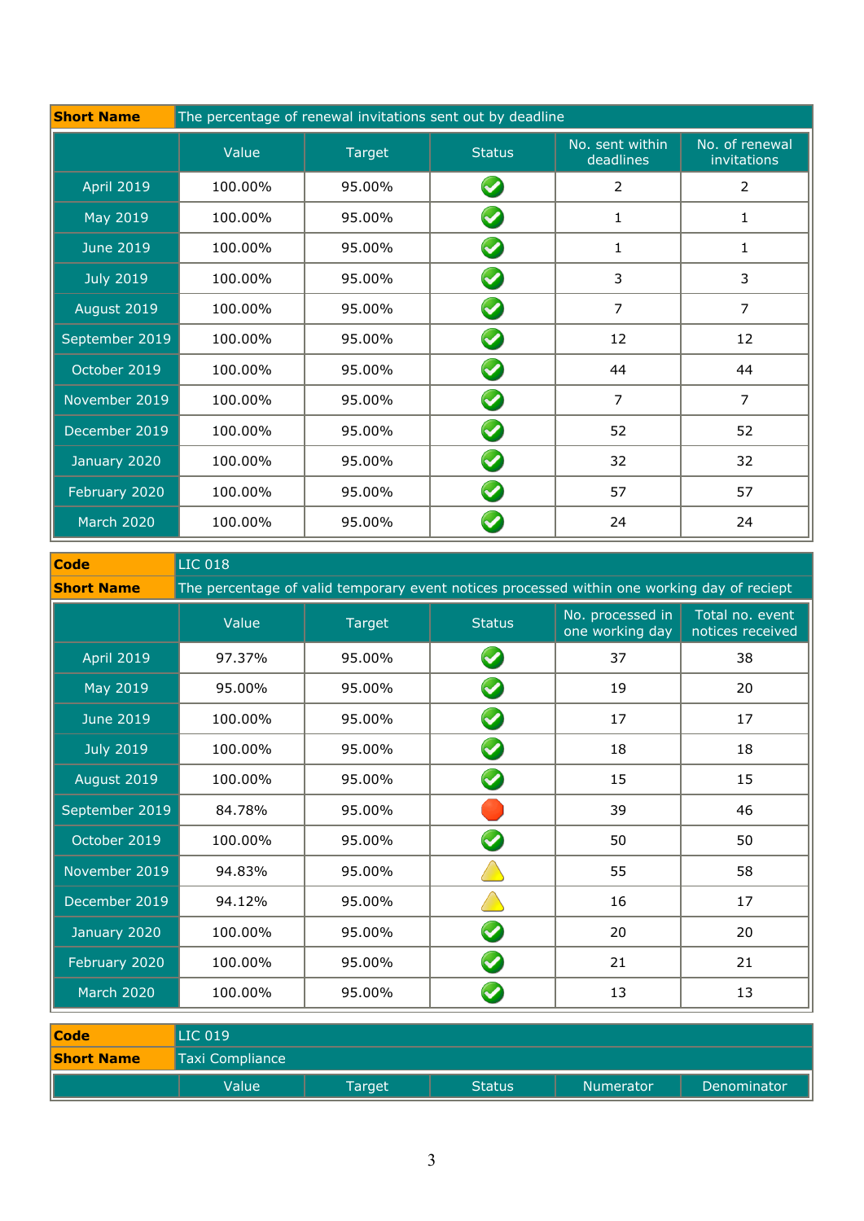| Short Name | The percentage of renewal invitations sent out by deadline | | | | |
|---|---|---|---|---|---|
| | Value | Target | Status | No. sent within deadlines | No. of renewal invitations |
| April 2019 | 100.00% | 95.00% | ✓ | 2 | 2 |
| May 2019 | 100.00% | 95.00% | ✓ | 1 | 1 |
| June 2019 | 100.00% | 95.00% | ✓ | 1 | 1 |
| July 2019 | 100.00% | 95.00% | ✓ | 3 | 3 |
| August 2019 | 100.00% | 95.00% | ✓ | 7 | 7 |
| September 2019 | 100.00% | 95.00% | ✓ | 12 | 12 |
| October 2019 | 100.00% | 95.00% | ✓ | 44 | 44 |
| November 2019 | 100.00% | 95.00% | ✓ | 7 | 7 |
| December 2019 | 100.00% | 95.00% | ✓ | 52 | 52 |
| January 2020 | 100.00% | 95.00% | ✓ | 32 | 32 |
| February 2020 | 100.00% | 95.00% | ✓ | 57 | 57 |
| March 2020 | 100.00% | 95.00% | ✓ | 24 | 24 |

| Code | LIC 018 | | | | |
|---|---|---|---|---|---|
| Short Name | The percentage of valid temporary event notices processed within one working day of reciept | | | | |
| | Value | Target | Status | No. processed in one working day | Total no. event notices received |
| April 2019 | 97.37% | 95.00% | ✓ | 37 | 38 |
| May 2019 | 95.00% | 95.00% | ✓ | 19 | 20 |
| June 2019 | 100.00% | 95.00% | ✓ | 17 | 17 |
| July 2019 | 100.00% | 95.00% | ✓ | 18 | 18 |
| August 2019 | 100.00% | 95.00% | ✓ | 15 | 15 |
| September 2019 | 84.78% | 95.00% | ● | 39 | 46 |
| October 2019 | 100.00% | 95.00% | ✓ | 50 | 50 |
| November 2019 | 94.83% | 95.00% | ⚠ | 55 | 58 |
| December 2019 | 94.12% | 95.00% | ⚠ | 16 | 17 |
| January 2020 | 100.00% | 95.00% | ✓ | 20 | 20 |
| February 2020 | 100.00% | 95.00% | ✓ | 21 | 21 |
| March 2020 | 100.00% | 95.00% | ✓ | 13 | 13 |

| Code | LIC 019 | | | | |
|---|---|---|---|---|---|
| Short Name | Taxi Compliance | | | | |
| | Value | Target | Status | Numerator | Denominator |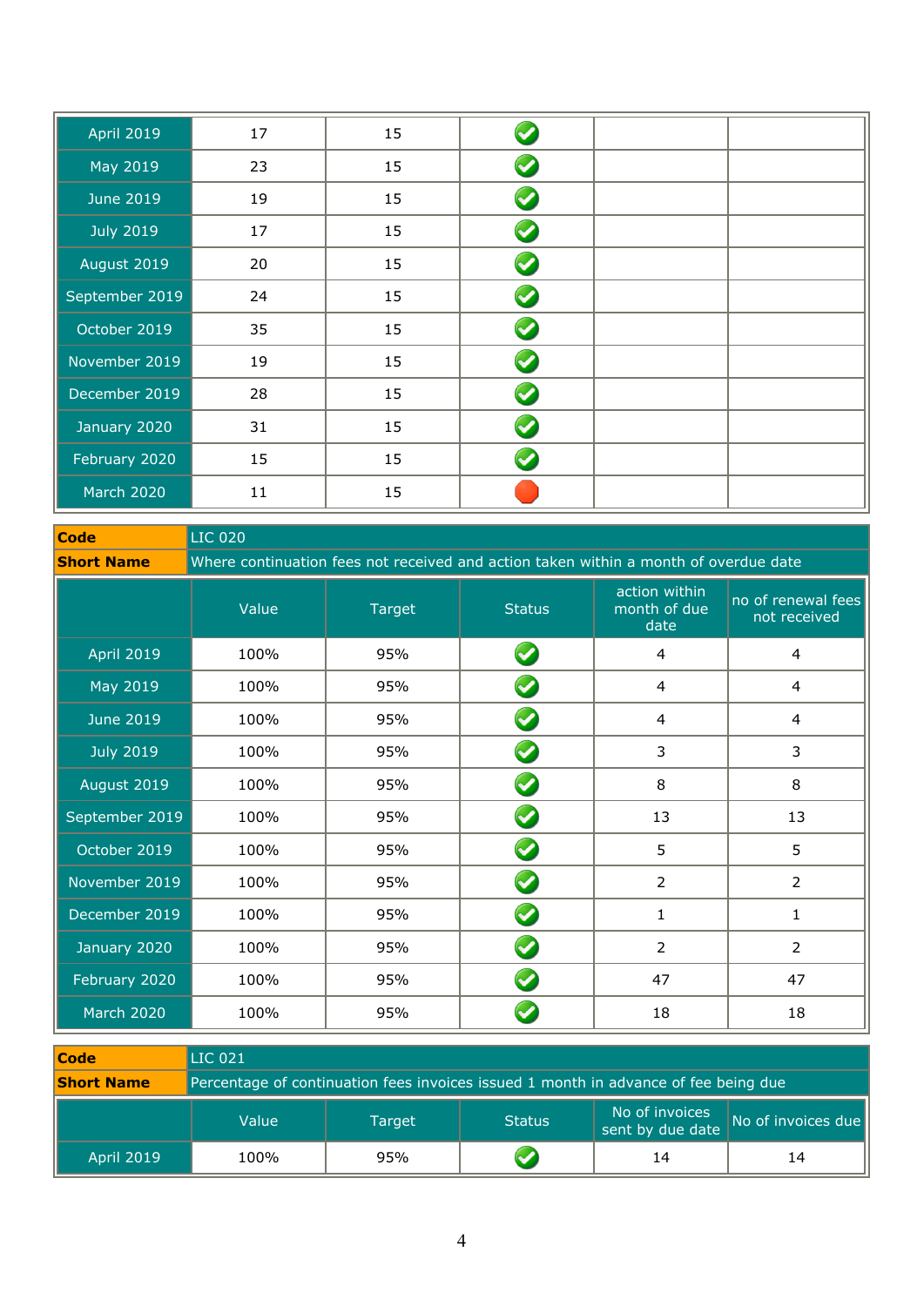| | | | | | |
|---|---|---|---|---|---|
| April 2019 | 17 | 15 | ✓ | | |
| May 2019 | 23 | 15 | ✓ | | |
| June 2019 | 19 | 15 | ✓ | | |
| July 2019 | 17 | 15 | ✓ | | |
| August 2019 | 20 | 15 | ✓ | | |
| September 2019 | 24 | 15 | ✓ | | |
| October 2019 | 35 | 15 | ✓ | | |
| November 2019 | 19 | 15 | ✓ | | |
| December 2019 | 28 | 15 | ✓ | | |
| January 2020 | 31 | 15 | ✓ | | |
| February 2020 | 15 | 15 | ✓ | | |
| March 2020 | 11 | 15 | ● | | |

| **Code** | LIC 020 |
|---|---|
| **Short Name** | Where continuation fees not received and action taken within a month of overdue date |

| | Value | Target | Status | action within month of due date | no of renewal fees not received |
|---|---|---|---|---|---|
| April 2019 | 100% | 95% | ✓ | 4 | 4 |
| May 2019 | 100% | 95% | ✓ | 4 | 4 |
| June 2019 | 100% | 95% | ✓ | 4 | 4 |
| July 2019 | 100% | 95% | ✓ | 3 | 3 |
| August 2019 | 100% | 95% | ✓ | 8 | 8 |
| September 2019 | 100% | 95% | ✓ | 13 | 13 |
| October 2019 | 100% | 95% | ✓ | 5 | 5 |
| November 2019 | 100% | 95% | ✓ | 2 | 2 |
| December 2019 | 100% | 95% | ✓ | 1 | 1 |
| January 2020 | 100% | 95% | ✓ | 2 | 2 |
| February 2020 | 100% | 95% | ✓ | 47 | 47 |
| March 2020 | 100% | 95% | ✓ | 18 | 18 |

| **Code** | LIC 021 |
|---|---|
| **Short Name** | Percentage of continuation fees invoices issued 1 month in advance of fee being due |

| | Value | Target | Status | No of invoices sent by due date | No of invoices due |
|---|---|---|---|---|---|
| April 2019 | 100% | 95% | ✓ | 14 | 14 |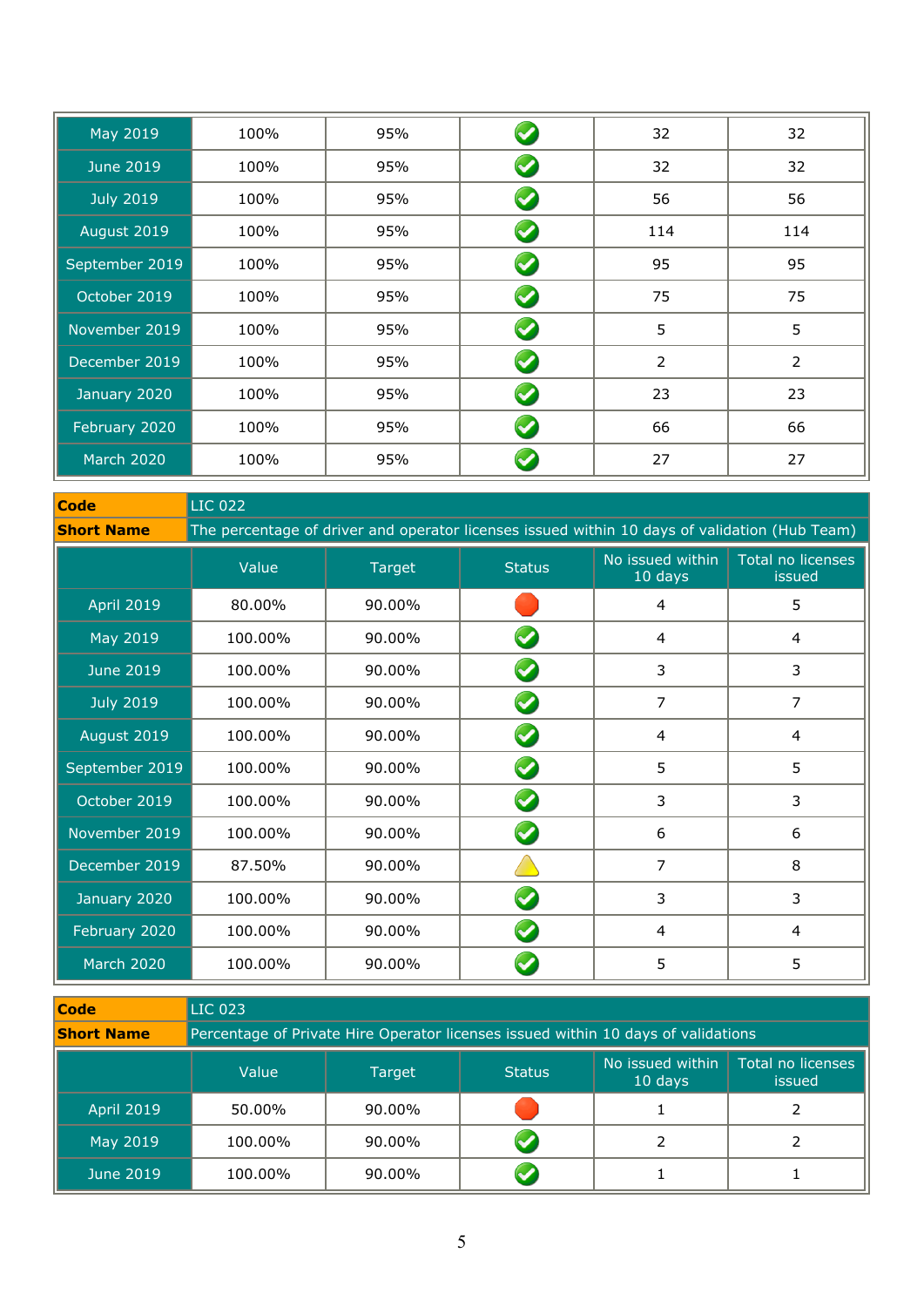| | | | | | |
|---|---|---|---|---|---|
| May 2019 | 100% | 95% | ✓ | 32 | 32 |
| June 2019 | 100% | 95% | ✓ | 32 | 32 |
| July 2019 | 100% | 95% | ✓ | 56 | 56 |
| August 2019 | 100% | 95% | ✓ | 114 | 114 |
| September 2019 | 100% | 95% | ✓ | 95 | 95 |
| October 2019 | 100% | 95% | ✓ | 75 | 75 |
| November 2019 | 100% | 95% | ✓ | 5 | 5 |
| December 2019 | 100% | 95% | ✓ | 2 | 2 |
| January 2020 | 100% | 95% | ✓ | 23 | 23 |
| February 2020 | 100% | 95% | ✓ | 66 | 66 |
| March 2020 | 100% | 95% | ✓ | 27 | 27 |

| **Code** | LIC 022 |
|---|---|
| **Short Name** | The percentage of driver and operator licenses issued within 10 days of validation (Hub Team) |

| | Value | Target | Status | No issued within 10 days | Total no licenses issued |
|---|---|---|---|---|---|
| April 2019 | 80.00% | 90.00% | Red | 4 | 5 |
| May 2019 | 100.00% | 90.00% | ✓ | 4 | 4 |
| June 2019 | 100.00% | 90.00% | ✓ | 3 | 3 |
| July 2019 | 100.00% | 90.00% | ✓ | 7 | 7 |
| August 2019 | 100.00% | 90.00% | ✓ | 4 | 4 |
| September 2019 | 100.00% | 90.00% | ✓ | 5 | 5 |
| October 2019 | 100.00% | 90.00% | ✓ | 3 | 3 |
| November 2019 | 100.00% | 90.00% | ✓ | 6 | 6 |
| December 2019 | 87.50% | 90.00% | Amber | 7 | 8 |
| January 2020 | 100.00% | 90.00% | ✓ | 3 | 3 |
| February 2020 | 100.00% | 90.00% | ✓ | 4 | 4 |
| March 2020 | 100.00% | 90.00% | ✓ | 5 | 5 |

| **Code** | LIC 023 |
|---|---|
| **Short Name** | Percentage of Private Hire Operator licenses issued within 10 days of validations |

| | Value | Target | Status | No issued within 10 days | Total no licenses issued |
|---|---|---|---|---|---|
| April 2019 | 50.00% | 90.00% | Red | 1 | 2 |
| May 2019 | 100.00% | 90.00% | ✓ | 2 | 2 |
| June 2019 | 100.00% | 90.00% | ✓ | 1 | 1 |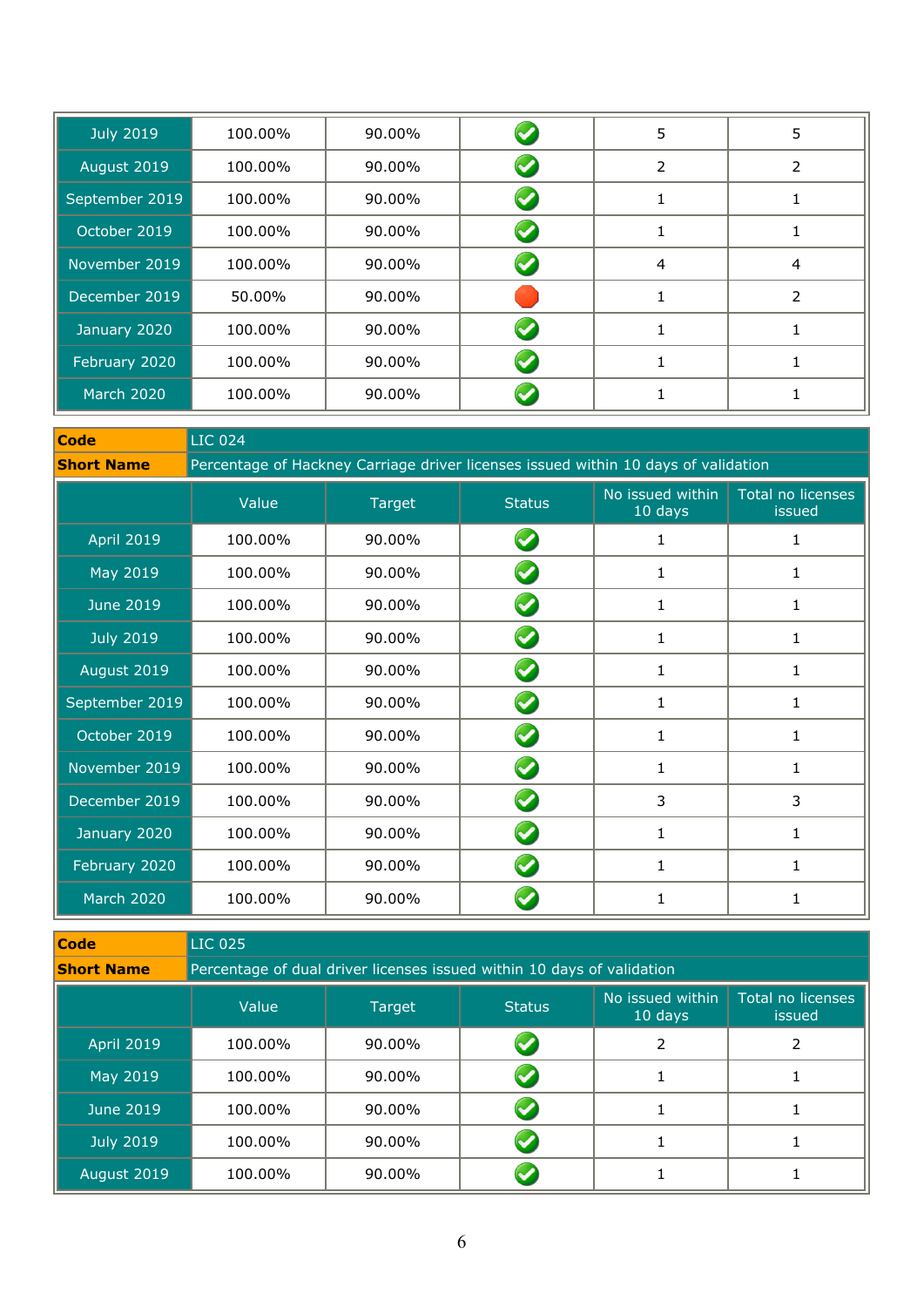| | Value | Target | Status | No issued within 10 days | Total no licenses issued |
|---|---|---|---|---|---|
| July 2019 | 100.00% | 90.00% | ✔ | 5 | 5 |
| August 2019 | 100.00% | 90.00% | ✔ | 2 | 2 |
| September 2019 | 100.00% | 90.00% | ✔ | 1 | 1 |
| October 2019 | 100.00% | 90.00% | ✔ | 1 | 1 |
| November 2019 | 100.00% | 90.00% | ✔ | 4 | 4 |
| December 2019 | 50.00% | 90.00% | ⬣ | 1 | 2 |
| January 2020 | 100.00% | 90.00% | ✔ | 1 | 1 |
| February 2020 | 100.00% | 90.00% | ✔ | 1 | 1 |
| March 2020 | 100.00% | 90.00% | ✔ | 1 | 1 |

| **Code** | LIC 024 |
|---|---|
| **Short Name** | Percentage of Hackney Carriage driver licenses issued within 10 days of validation |

| | Value | Target | Status | No issued within 10 days | Total no licenses issued |
|---|---|---|---|---|---|
| April 2019 | 100.00% | 90.00% | ✔ | 1 | 1 |
| May 2019 | 100.00% | 90.00% | ✔ | 1 | 1 |
| June 2019 | 100.00% | 90.00% | ✔ | 1 | 1 |
| July 2019 | 100.00% | 90.00% | ✔ | 1 | 1 |
| August 2019 | 100.00% | 90.00% | ✔ | 1 | 1 |
| September 2019 | 100.00% | 90.00% | ✔ | 1 | 1 |
| October 2019 | 100.00% | 90.00% | ✔ | 1 | 1 |
| November 2019 | 100.00% | 90.00% | ✔ | 1 | 1 |
| December 2019 | 100.00% | 90.00% | ✔ | 3 | 3 |
| January 2020 | 100.00% | 90.00% | ✔ | 1 | 1 |
| February 2020 | 100.00% | 90.00% | ✔ | 1 | 1 |
| March 2020 | 100.00% | 90.00% | ✔ | 1 | 1 |

| **Code** | LIC 025 |
|---|---|
| **Short Name** | Percentage of dual driver licenses issued within 10 days of validation |

| | Value | Target | Status | No issued within 10 days | Total no licenses issued |
|---|---|---|---|---|---|
| April 2019 | 100.00% | 90.00% | ✔ | 2 | 2 |
| May 2019 | 100.00% | 90.00% | ✔ | 1 | 1 |
| June 2019 | 100.00% | 90.00% | ✔ | 1 | 1 |
| July 2019 | 100.00% | 90.00% | ✔ | 1 | 1 |
| August 2019 | 100.00% | 90.00% | ✔ | 1 | 1 |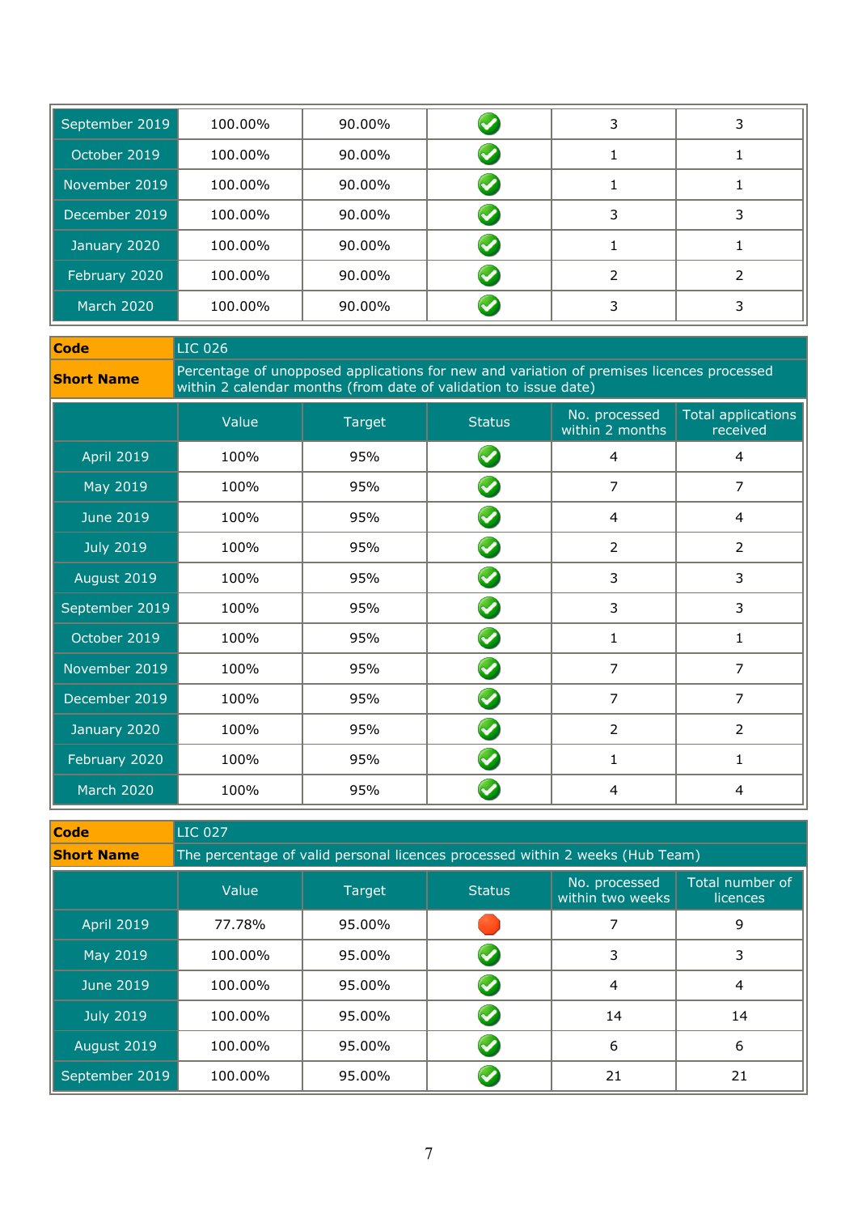| | | | | | |
|---|---|---|---|---|---|
| September 2019 | 100.00% | 90.00% | ✓ | 3 | 3 |
| October 2019 | 100.00% | 90.00% | ✓ | 1 | 1 |
| November 2019 | 100.00% | 90.00% | ✓ | 1 | 1 |
| December 2019 | 100.00% | 90.00% | ✓ | 3 | 3 |
| January 2020 | 100.00% | 90.00% | ✓ | 1 | 1 |
| February 2020 | 100.00% | 90.00% | ✓ | 2 | 2 |
| March 2020 | 100.00% | 90.00% | ✓ | 3 | 3 |

| **Code** | LIC 026 |
|---|---|
| **Short Name** | Percentage of unopposed applications for new and variation of premises licences processed within 2 calendar months (from date of validation to issue date) |

| | Value | Target | Status | No. processed within 2 months | Total applications received |
|---|---|---|---|---|---|
| April 2019 | 100% | 95% | ✓ | 4 | 4 |
| May 2019 | 100% | 95% | ✓ | 7 | 7 |
| June 2019 | 100% | 95% | ✓ | 4 | 4 |
| July 2019 | 100% | 95% | ✓ | 2 | 2 |
| August 2019 | 100% | 95% | ✓ | 3 | 3 |
| September 2019 | 100% | 95% | ✓ | 3 | 3 |
| October 2019 | 100% | 95% | ✓ | 1 | 1 |
| November 2019 | 100% | 95% | ✓ | 7 | 7 |
| December 2019 | 100% | 95% | ✓ | 7 | 7 |
| January 2020 | 100% | 95% | ✓ | 2 | 2 |
| February 2020 | 100% | 95% | ✓ | 1 | 1 |
| March 2020 | 100% | 95% | ✓ | 4 | 4 |

| **Code** | LIC 027 |
|---|---|
| **Short Name** | The percentage of valid personal licences processed within 2 weeks (Hub Team) |

| | Value | Target | Status | No. processed within two weeks | Total number of licences |
|---|---|---|---|---|---|
| April 2019 | 77.78% | 95.00% | ● | 7 | 9 |
| May 2019 | 100.00% | 95.00% | ✓ | 3 | 3 |
| June 2019 | 100.00% | 95.00% | ✓ | 4 | 4 |
| July 2019 | 100.00% | 95.00% | ✓ | 14 | 14 |
| August 2019 | 100.00% | 95.00% | ✓ | 6 | 6 |
| September 2019 | 100.00% | 95.00% | ✓ | 21 | 21 |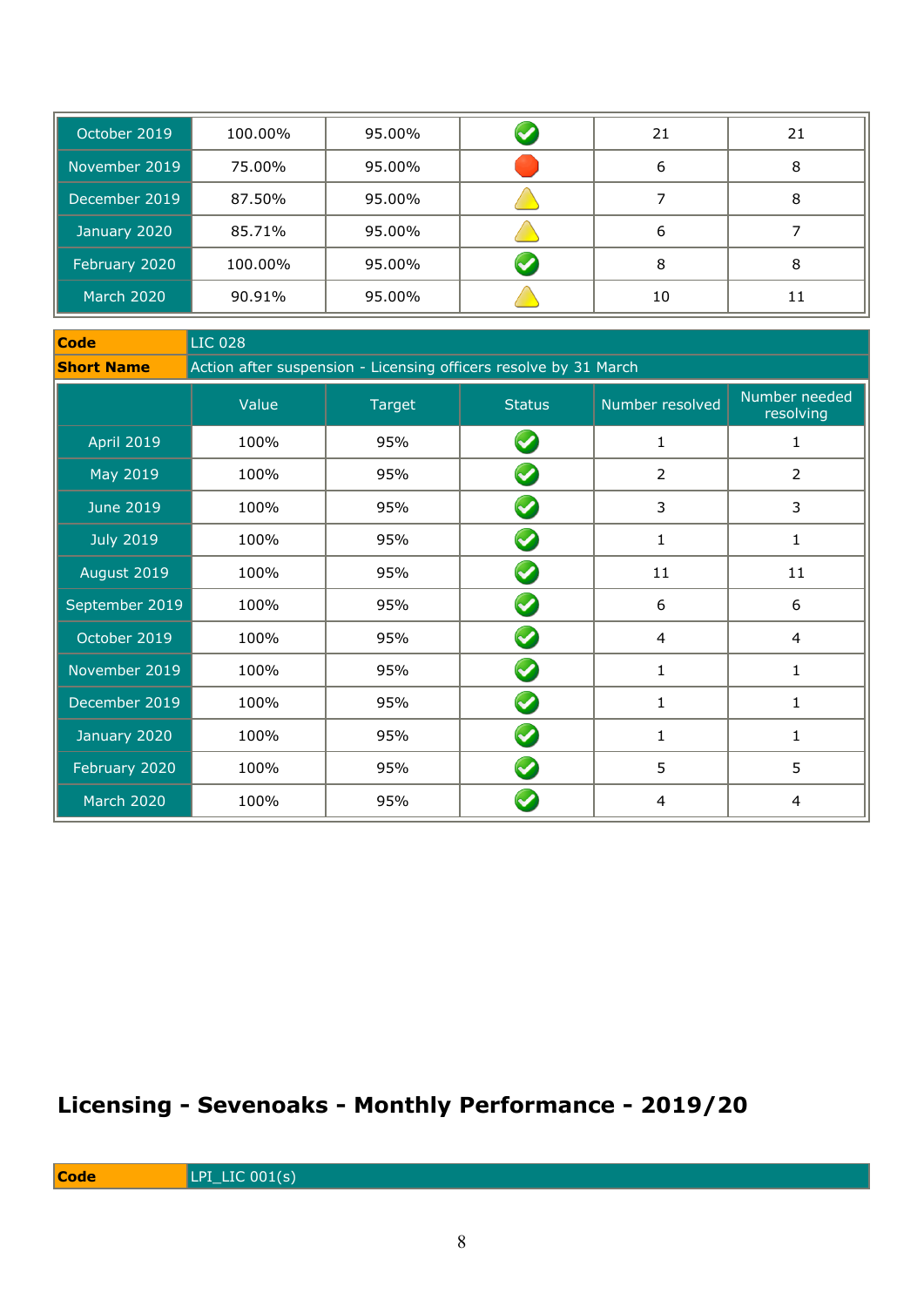| | | | | | |
|---|---|---|---|---|---|
| October 2019 | 100.00% | 95.00% | ✓ | 21 | 21 |
| November 2019 | 75.00% | 95.00% | ⬢ | 6 | 8 |
| December 2019 | 87.50% | 95.00% | ⚠ | 7 | 8 |
| January 2020 | 85.71% | 95.00% | ⚠ | 6 | 7 |
| February 2020 | 100.00% | 95.00% | ✓ | 8 | 8 |
| March 2020 | 90.91% | 95.00% | ⚠ | 10 | 11 |

| **Code** | LIC 028 |
|---|---|
| **Short Name** | Action after suspension - Licensing officers resolve by 31 March |

| | Value | Target | Status | Number resolved | Number needed resolving |
|---|---|---|---|---|---|
| April 2019 | 100% | 95% | ✓ | 1 | 1 |
| May 2019 | 100% | 95% | ✓ | 2 | 2 |
| June 2019 | 100% | 95% | ✓ | 3 | 3 |
| July 2019 | 100% | 95% | ✓ | 1 | 1 |
| August 2019 | 100% | 95% | ✓ | 11 | 11 |
| September 2019 | 100% | 95% | ✓ | 6 | 6 |
| October 2019 | 100% | 95% | ✓ | 4 | 4 |
| November 2019 | 100% | 95% | ✓ | 1 | 1 |
| December 2019 | 100% | 95% | ✓ | 1 | 1 |
| January 2020 | 100% | 95% | ✓ | 1 | 1 |
| February 2020 | 100% | 95% | ✓ | 5 | 5 |
| March 2020 | 100% | 95% | ✓ | 4 | 4 |

## Licensing - Sevenoaks - Monthly Performance - 2019/20

| **Code** | LPI_LIC 001(s) |
|---|---|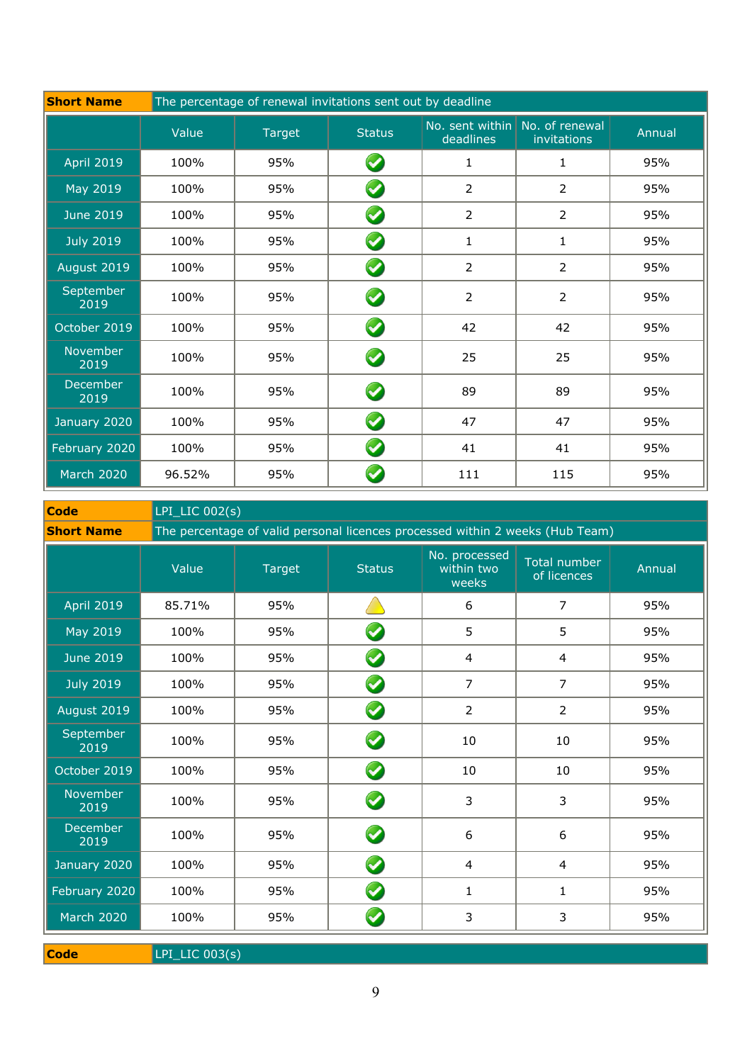| Short Name | The percentage of renewal invitations sent out by deadline | | | | | |
|---|---|---|---|---|---|---|
| | Value | Target | Status | No. sent within deadlines | No. of renewal invitations | Annual |
| April 2019 | 100% | 95% | ✅ | 1 | 1 | 95% |
| May 2019 | 100% | 95% | ✅ | 2 | 2 | 95% |
| June 2019 | 100% | 95% | ✅ | 2 | 2 | 95% |
| July 2019 | 100% | 95% | ✅ | 1 | 1 | 95% |
| August 2019 | 100% | 95% | ✅ | 2 | 2 | 95% |
| September 2019 | 100% | 95% | ✅ | 2 | 2 | 95% |
| October 2019 | 100% | 95% | ✅ | 42 | 42 | 95% |
| November 2019 | 100% | 95% | ✅ | 25 | 25 | 95% |
| December 2019 | 100% | 95% | ✅ | 89 | 89 | 95% |
| January 2020 | 100% | 95% | ✅ | 47 | 47 | 95% |
| February 2020 | 100% | 95% | ✅ | 41 | 41 | 95% |
| March 2020 | 96.52% | 95% | ✅ | 111 | 115 | 95% |

| Code | LPI_LIC 002(s) | | | | | |
|---|---|---|---|---|---|---|
| **Short Name** | The percentage of valid personal licences processed within 2 weeks (Hub Team) | | | | | |
| | Value | Target | Status | No. processed within two weeks | Total number of licences | Annual |
| April 2019 | 85.71% | 95% | ⚠️ | 6 | 7 | 95% |
| May 2019 | 100% | 95% | ✅ | 5 | 5 | 95% |
| June 2019 | 100% | 95% | ✅ | 4 | 4 | 95% |
| July 2019 | 100% | 95% | ✅ | 7 | 7 | 95% |
| August 2019 | 100% | 95% | ✅ | 2 | 2 | 95% |
| September 2019 | 100% | 95% | ✅ | 10 | 10 | 95% |
| October 2019 | 100% | 95% | ✅ | 10 | 10 | 95% |
| November 2019 | 100% | 95% | ✅ | 3 | 3 | 95% |
| December 2019 | 100% | 95% | ✅ | 6 | 6 | 95% |
| January 2020 | 100% | 95% | ✅ | 4 | 4 | 95% |
| February 2020 | 100% | 95% | ✅ | 1 | 1 | 95% |
| March 2020 | 100% | 95% | ✅ | 3 | 3 | 95% |

| Code | LPI_LIC 003(s) |
|---|---|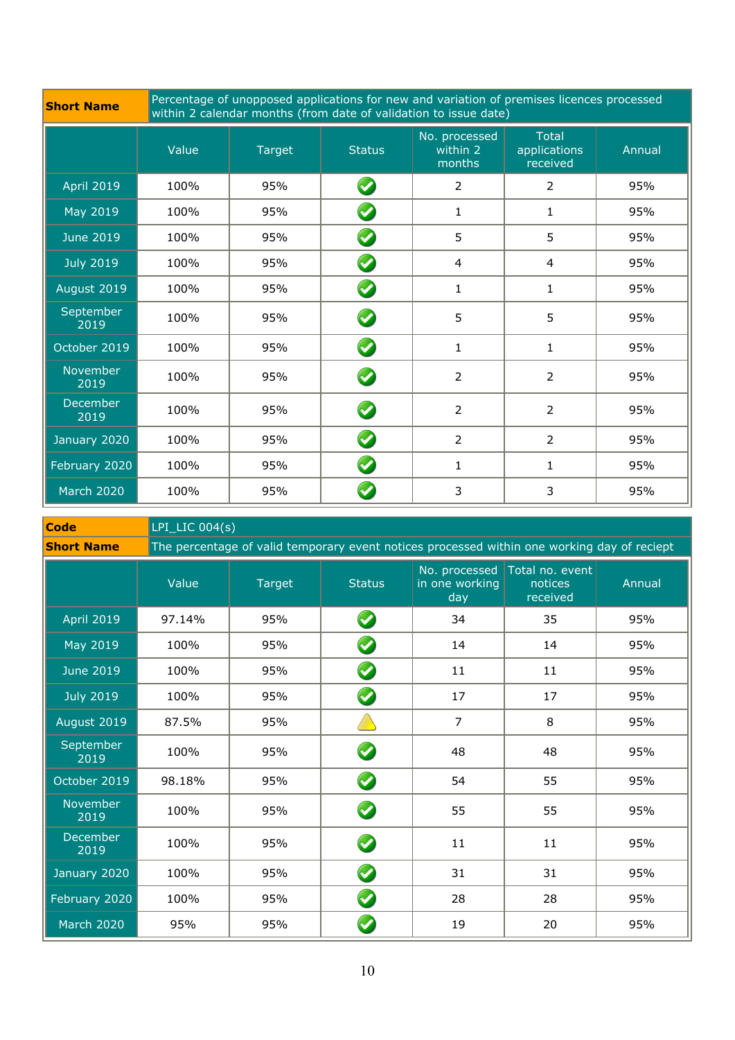| Short Name | Percentage of unopposed applications for new and variation of premises licences processed within 2 calendar months (from date of validation to issue date) |
|---|---|

| | Value | Target | Status | No. processed within 2 months | Total applications received | Annual |
|---|---|---|---|---|---|---|
| April 2019 | 100% | 95% | ✓ | 2 | 2 | 95% |
| May 2019 | 100% | 95% | ✓ | 1 | 1 | 95% |
| June 2019 | 100% | 95% | ✓ | 5 | 5 | 95% |
| July 2019 | 100% | 95% | ✓ | 4 | 4 | 95% |
| August 2019 | 100% | 95% | ✓ | 1 | 1 | 95% |
| September 2019 | 100% | 95% | ✓ | 5 | 5 | 95% |
| October 2019 | 100% | 95% | ✓ | 1 | 1 | 95% |
| November 2019 | 100% | 95% | ✓ | 2 | 2 | 95% |
| December 2019 | 100% | 95% | ✓ | 2 | 2 | 95% |
| January 2020 | 100% | 95% | ✓ | 2 | 2 | 95% |
| February 2020 | 100% | 95% | ✓ | 1 | 1 | 95% |
| March 2020 | 100% | 95% | ✓ | 3 | 3 | 95% |

| Code | LPI_LIC 004(s) |
|---|---|
| Short Name | The percentage of valid temporary event notices processed within one working day of reciept |

| | Value | Target | Status | No. processed in one working day | Total no. event notices received | Annual |
|---|---|---|---|---|---|---|
| April 2019 | 97.14% | 95% | ✓ | 34 | 35 | 95% |
| May 2019 | 100% | 95% | ✓ | 14 | 14 | 95% |
| June 2019 | 100% | 95% | ✓ | 11 | 11 | 95% |
| July 2019 | 100% | 95% | ✓ | 17 | 17 | 95% |
| August 2019 | 87.5% | 95% | ⚠ | 7 | 8 | 95% |
| September 2019 | 100% | 95% | ✓ | 48 | 48 | 95% |
| October 2019 | 98.18% | 95% | ✓ | 54 | 55 | 95% |
| November 2019 | 100% | 95% | ✓ | 55 | 55 | 95% |
| December 2019 | 100% | 95% | ✓ | 11 | 11 | 95% |
| January 2020 | 100% | 95% | ✓ | 31 | 31 | 95% |
| February 2020 | 100% | 95% | ✓ | 28 | 28 | 95% |
| March 2020 | 95% | 95% | ✓ | 19 | 20 | 95% |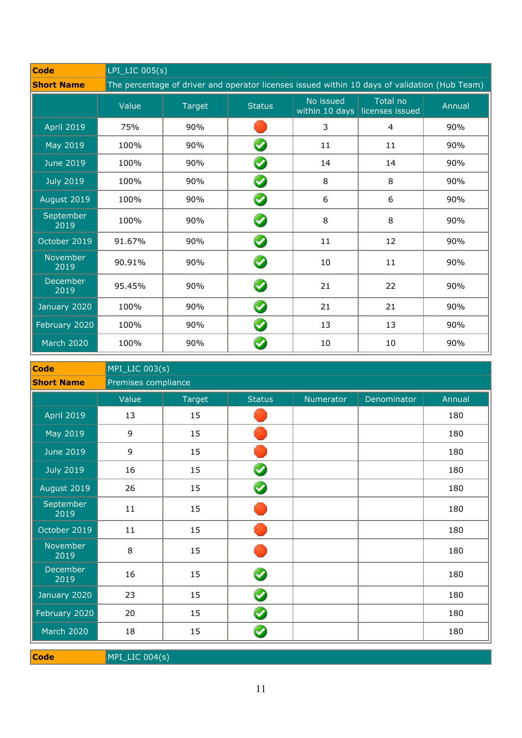| Code | LPI_LIC 005(s) |
|---|---|
| Short Name | The percentage of driver and operator licenses issued within 10 days of validation (Hub Team) |

| | Value | Target | Status | No issued within 10 days | Total no licenses issued | Annual |
|---|---|---|---|---|---|---|
| April 2019 | 75% | 90% | Red | 3 | 4 | 90% |
| May 2019 | 100% | 90% | Green | 11 | 11 | 90% |
| June 2019 | 100% | 90% | Green | 14 | 14 | 90% |
| July 2019 | 100% | 90% | Green | 8 | 8 | 90% |
| August 2019 | 100% | 90% | Green | 6 | 6 | 90% |
| September 2019 | 100% | 90% | Green | 8 | 8 | 90% |
| October 2019 | 91.67% | 90% | Green | 11 | 12 | 90% |
| November 2019 | 90.91% | 90% | Green | 10 | 11 | 90% |
| December 2019 | 95.45% | 90% | Green | 21 | 22 | 90% |
| January 2020 | 100% | 90% | Green | 21 | 21 | 90% |
| February 2020 | 100% | 90% | Green | 13 | 13 | 90% |
| March 2020 | 100% | 90% | Green | 10 | 10 | 90% |

| Code | MPI_LIC 003(s) |
|---|---|
| Short Name | Premises compliance |

| | Value | Target | Status | Numerator | Denominator | Annual |
|---|---|---|---|---|---|---|
| April 2019 | 13 | 15 | Red | | | 180 |
| May 2019 | 9 | 15 | Red | | | 180 |
| June 2019 | 9 | 15 | Red | | | 180 |
| July 2019 | 16 | 15 | Green | | | 180 |
| August 2019 | 26 | 15 | Green | | | 180 |
| September 2019 | 11 | 15 | Red | | | 180 |
| October 2019 | 11 | 15 | Red | | | 180 |
| November 2019 | 8 | 15 | Red | | | 180 |
| December 2019 | 16 | 15 | Green | | | 180 |
| January 2020 | 23 | 15 | Green | | | 180 |
| February 2020 | 20 | 15 | Green | | | 180 |
| March 2020 | 18 | 15 | Green | | | 180 |

| Code | MPI_LIC 004(s) |
|---|---|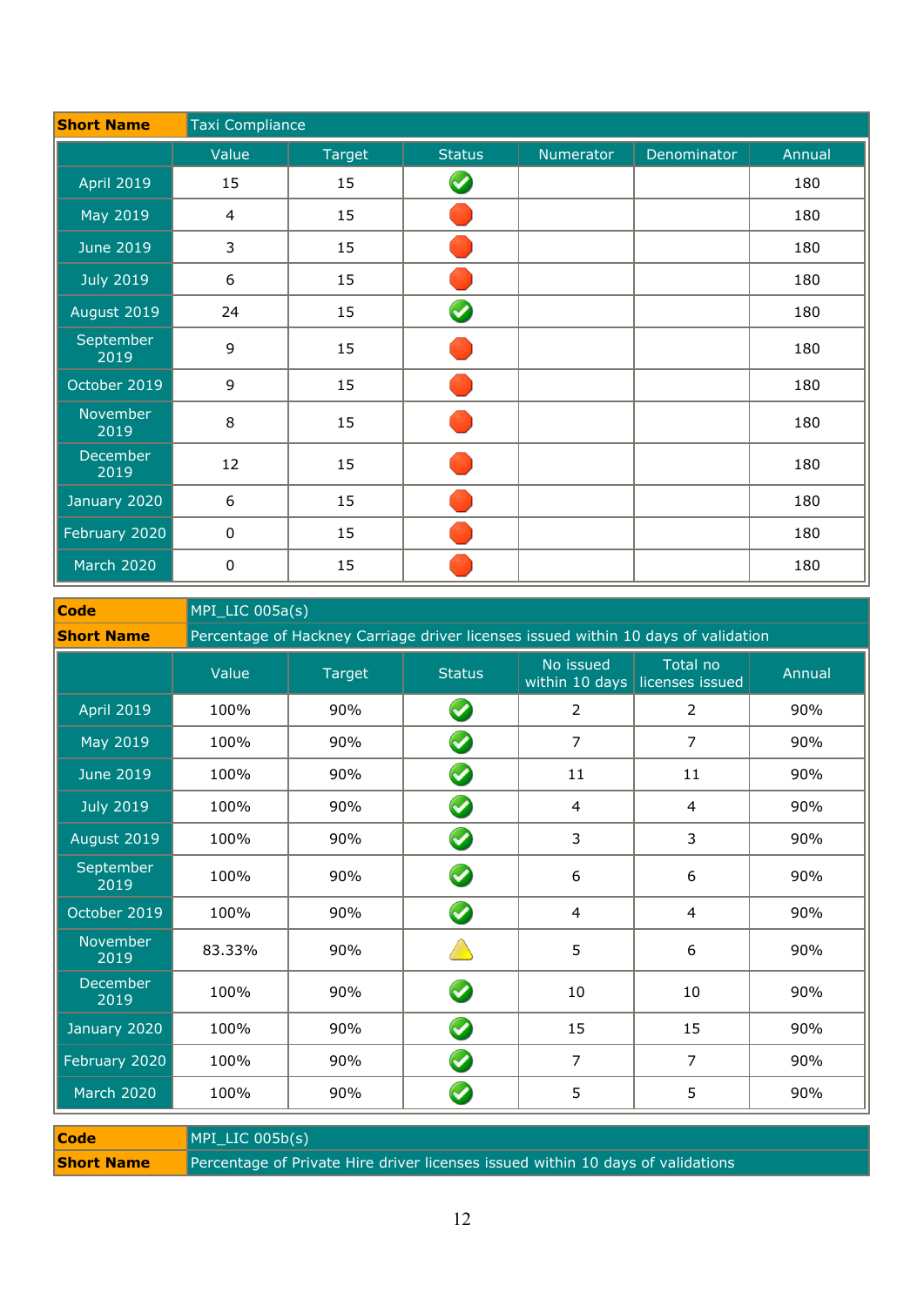| Short Name | Taxi Compliance | | | | | |
|---|---|---|---|---|---|---|
| | Value | Target | Status | Numerator | Denominator | Annual |
| April 2019 | 15 | 15 | ✔ | | | 180 |
| May 2019 | 4 | 15 | 🔴 | | | 180 |
| June 2019 | 3 | 15 | 🔴 | | | 180 |
| July 2019 | 6 | 15 | 🔴 | | | 180 |
| August 2019 | 24 | 15 | ✔ | | | 180 |
| September 2019 | 9 | 15 | 🔴 | | | 180 |
| October 2019 | 9 | 15 | 🔴 | | | 180 |
| November 2019 | 8 | 15 | 🔴 | | | 180 |
| December 2019 | 12 | 15 | 🔴 | | | 180 |
| January 2020 | 6 | 15 | 🔴 | | | 180 |
| February 2020 | 0 | 15 | 🔴 | | | 180 |
| March 2020 | 0 | 15 | 🔴 | | | 180 |

| Code | MPI_LIC 005a(s) | | | | | |
|---|---|---|---|---|---|---|
| Short Name | Percentage of Hackney Carriage driver licenses issued within 10 days of validation | | | | | |
| | Value | Target | Status | No issued within 10 days | Total no licenses issued | Annual |
| April 2019 | 100% | 90% | ✔ | 2 | 2 | 90% |
| May 2019 | 100% | 90% | ✔ | 7 | 7 | 90% |
| June 2019 | 100% | 90% | ✔ | 11 | 11 | 90% |
| July 2019 | 100% | 90% | ✔ | 4 | 4 | 90% |
| August 2019 | 100% | 90% | ✔ | 3 | 3 | 90% |
| September 2019 | 100% | 90% | ✔ | 6 | 6 | 90% |
| October 2019 | 100% | 90% | ✔ | 4 | 4 | 90% |
| November 2019 | 83.33% | 90% | ⚠ | 5 | 6 | 90% |
| December 2019 | 100% | 90% | ✔ | 10 | 10 | 90% |
| January 2020 | 100% | 90% | ✔ | 15 | 15 | 90% |
| February 2020 | 100% | 90% | ✔ | 7 | 7 | 90% |
| March 2020 | 100% | 90% | ✔ | 5 | 5 | 90% |

| Code | MPI_LIC 005b(s) |
|---|---|
| Short Name | Percentage of Private Hire driver licenses issued within 10 days of validations |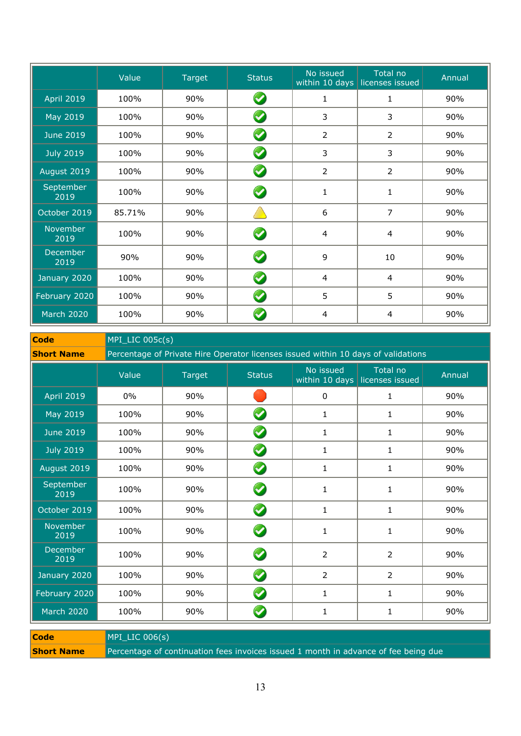| | Value | Target | Status | No issued within 10 days | Total no licenses issued | Annual |
|---|---|---|---|---|---|---|
| April 2019 | 100% | 90% | ✔ | 1 | 1 | 90% |
| May 2019 | 100% | 90% | ✔ | 3 | 3 | 90% |
| June 2019 | 100% | 90% | ✔ | 2 | 2 | 90% |
| July 2019 | 100% | 90% | ✔ | 3 | 3 | 90% |
| August 2019 | 100% | 90% | ✔ | 2 | 2 | 90% |
| September 2019 | 100% | 90% | ✔ | 1 | 1 | 90% |
| October 2019 | 85.71% | 90% | ⚠ | 6 | 7 | 90% |
| November 2019 | 100% | 90% | ✔ | 4 | 4 | 90% |
| December 2019 | 90% | 90% | ✔ | 9 | 10 | 90% |
| January 2020 | 100% | 90% | ✔ | 4 | 4 | 90% |
| February 2020 | 100% | 90% | ✔ | 5 | 5 | 90% |
| March 2020 | 100% | 90% | ✔ | 4 | 4 | 90% |

| **Code** | MPI_LIC 005c(s) |
|---|---|
| **Short Name** | Percentage of Private Hire Operator licenses issued within 10 days of validations |

| | Value | Target | Status | No issued within 10 days | Total no licenses issued | Annual |
|---|---|---|---|---|---|---|
| April 2019 | 0% | 90% | 🛑 | 0 | 1 | 90% |
| May 2019 | 100% | 90% | ✔ | 1 | 1 | 90% |
| June 2019 | 100% | 90% | ✔ | 1 | 1 | 90% |
| July 2019 | 100% | 90% | ✔ | 1 | 1 | 90% |
| August 2019 | 100% | 90% | ✔ | 1 | 1 | 90% |
| September 2019 | 100% | 90% | ✔ | 1 | 1 | 90% |
| October 2019 | 100% | 90% | ✔ | 1 | 1 | 90% |
| November 2019 | 100% | 90% | ✔ | 1 | 1 | 90% |
| December 2019 | 100% | 90% | ✔ | 2 | 2 | 90% |
| January 2020 | 100% | 90% | ✔ | 2 | 2 | 90% |
| February 2020 | 100% | 90% | ✔ | 1 | 1 | 90% |
| March 2020 | 100% | 90% | ✔ | 1 | 1 | 90% |

| **Code** | MPI_LIC 006(s) |
|---|---|
| **Short Name** | Percentage of continuation fees invoices issued 1 month in advance of fee being due |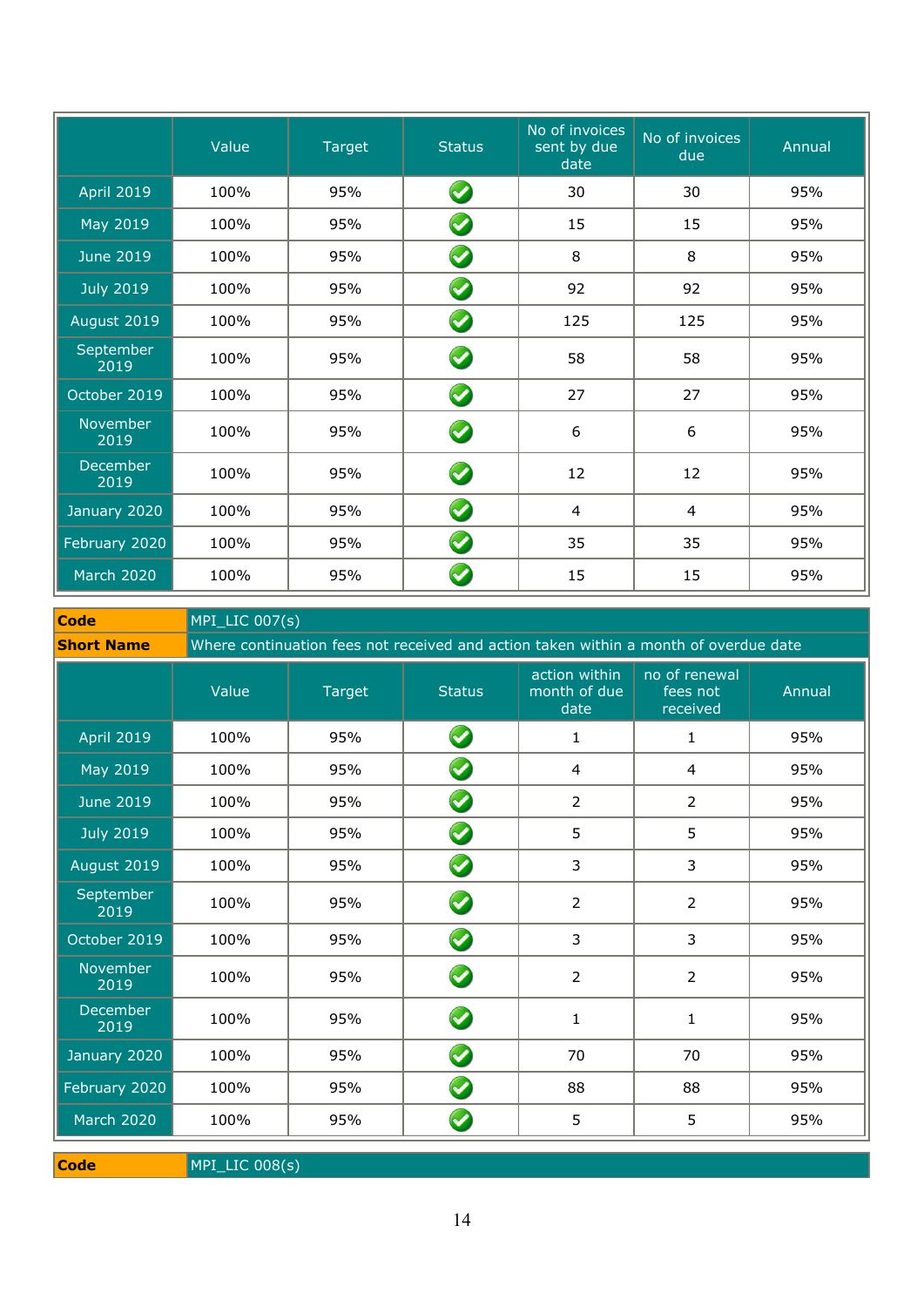| | Value | Target | Status | No of invoices sent by due date | No of invoices due | Annual |
|---|---|---|---|---|---|---|
| April 2019 | 100% | 95% | ✓ | 30 | 30 | 95% |
| May 2019 | 100% | 95% | ✓ | 15 | 15 | 95% |
| June 2019 | 100% | 95% | ✓ | 8 | 8 | 95% |
| July 2019 | 100% | 95% | ✓ | 92 | 92 | 95% |
| August 2019 | 100% | 95% | ✓ | 125 | 125 | 95% |
| September 2019 | 100% | 95% | ✓ | 58 | 58 | 95% |
| October 2019 | 100% | 95% | ✓ | 27 | 27 | 95% |
| November 2019 | 100% | 95% | ✓ | 6 | 6 | 95% |
| December 2019 | 100% | 95% | ✓ | 12 | 12 | 95% |
| January 2020 | 100% | 95% | ✓ | 4 | 4 | 95% |
| February 2020 | 100% | 95% | ✓ | 35 | 35 | 95% |
| March 2020 | 100% | 95% | ✓ | 15 | 15 | 95% |

| **Code** | MPI_LIC 007(s) |
|---|---|
| **Short Name** | Where continuation fees not received and action taken within a month of overdue date |

| | Value | Target | Status | action within month of due date | no of renewal fees not received | Annual |
|---|---|---|---|---|---|---|
| April 2019 | 100% | 95% | ✓ | 1 | 1 | 95% |
| May 2019 | 100% | 95% | ✓ | 4 | 4 | 95% |
| June 2019 | 100% | 95% | ✓ | 2 | 2 | 95% |
| July 2019 | 100% | 95% | ✓ | 5 | 5 | 95% |
| August 2019 | 100% | 95% | ✓ | 3 | 3 | 95% |
| September 2019 | 100% | 95% | ✓ | 2 | 2 | 95% |
| October 2019 | 100% | 95% | ✓ | 3 | 3 | 95% |
| November 2019 | 100% | 95% | ✓ | 2 | 2 | 95% |
| December 2019 | 100% | 95% | ✓ | 1 | 1 | 95% |
| January 2020 | 100% | 95% | ✓ | 70 | 70 | 95% |
| February 2020 | 100% | 95% | ✓ | 88 | 88 | 95% |
| March 2020 | 100% | 95% | ✓ | 5 | 5 | 95% |

| **Code** | MPI_LIC 008(s) |
|---|---|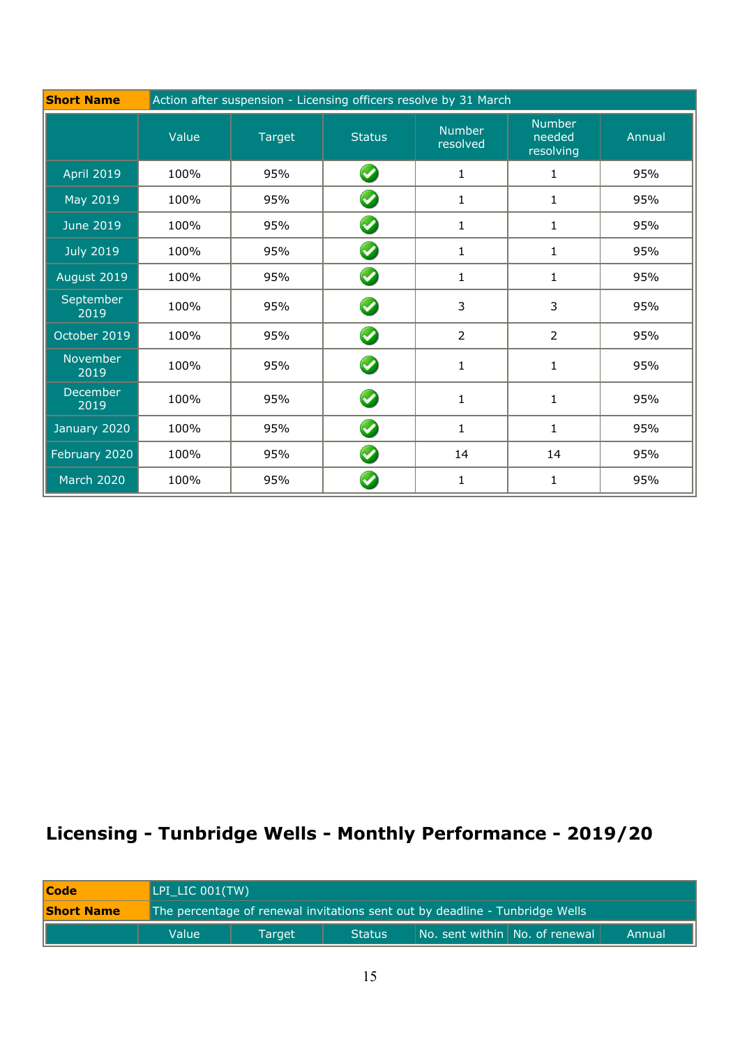| Short Name | Action after suspension - Licensing officers resolve by 31 March | | | | | |
|---|---|---|---|---|---|---|
| | Value | Target | Status | Number resolved | Number needed resolving | Annual |
| April 2019 | 100% | 95% | ✔ | 1 | 1 | 95% |
| May 2019 | 100% | 95% | ✔ | 1 | 1 | 95% |
| June 2019 | 100% | 95% | ✔ | 1 | 1 | 95% |
| July 2019 | 100% | 95% | ✔ | 1 | 1 | 95% |
| August 2019 | 100% | 95% | ✔ | 1 | 1 | 95% |
| September 2019 | 100% | 95% | ✔ | 3 | 3 | 95% |
| October 2019 | 100% | 95% | ✔ | 2 | 2 | 95% |
| November 2019 | 100% | 95% | ✔ | 1 | 1 | 95% |
| December 2019 | 100% | 95% | ✔ | 1 | 1 | 95% |
| January 2020 | 100% | 95% | ✔ | 1 | 1 | 95% |
| February 2020 | 100% | 95% | ✔ | 14 | 14 | 95% |
| March 2020 | 100% | 95% | ✔ | 1 | 1 | 95% |

## Licensing - Tunbridge Wells - Monthly Performance - 2019/20

| Code | LPI_LIC 001(TW) | | | | | |
|---|---|---|---|---|---|---|
| Short Name | The percentage of renewal invitations sent out by deadline - Tunbridge Wells | | | | | |
| | Value | Target | Status | No. sent within | No. of renewal | Annual |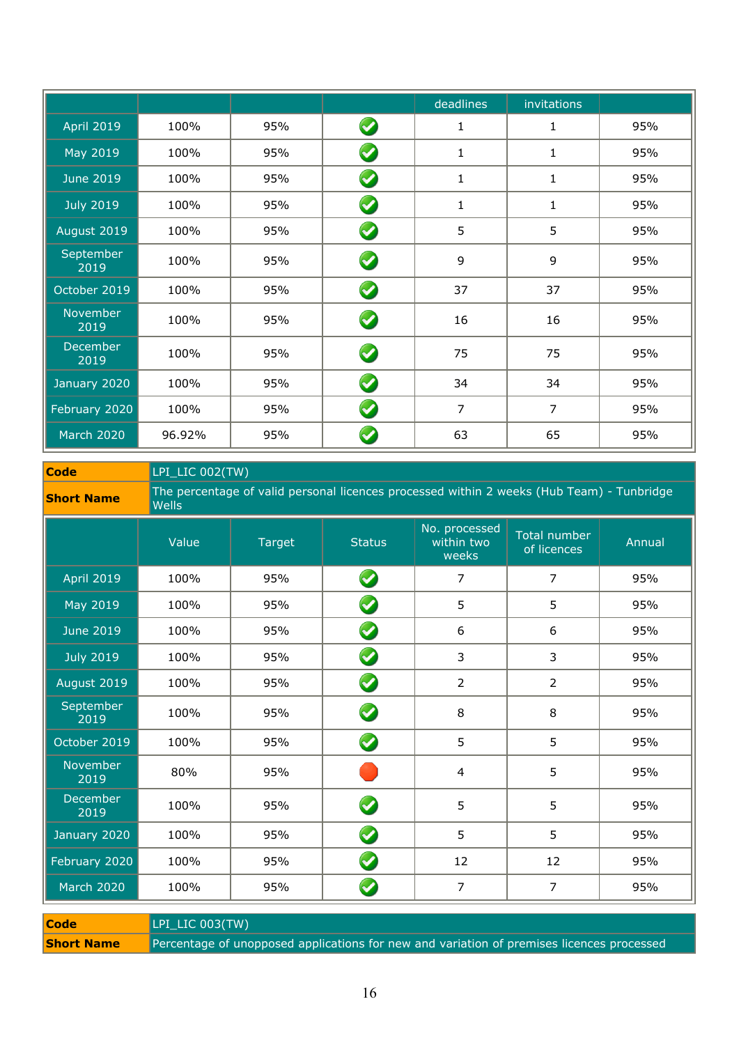| | | | | deadlines | invitations | |
|---|---|---|---|---|---|---|
| April 2019 | 100% | 95% | ✓ | 1 | 1 | 95% |
| May 2019 | 100% | 95% | ✓ | 1 | 1 | 95% |
| June 2019 | 100% | 95% | ✓ | 1 | 1 | 95% |
| July 2019 | 100% | 95% | ✓ | 1 | 1 | 95% |
| August 2019 | 100% | 95% | ✓ | 5 | 5 | 95% |
| September 2019 | 100% | 95% | ✓ | 9 | 9 | 95% |
| October 2019 | 100% | 95% | ✓ | 37 | 37 | 95% |
| November 2019 | 100% | 95% | ✓ | 16 | 16 | 95% |
| December 2019 | 100% | 95% | ✓ | 75 | 75 | 95% |
| January 2020 | 100% | 95% | ✓ | 34 | 34 | 95% |
| February 2020 | 100% | 95% | ✓ | 7 | 7 | 95% |
| March 2020 | 96.92% | 95% | ✓ | 63 | 65 | 95% |

| **Code** | LPI_LIC 002(TW) |
|---|---|
| **Short Name** | The percentage of valid personal licences processed within 2 weeks (Hub Team) - Tunbridge Wells |

| | Value | Target | Status | No. processed within two weeks | Total number of licences | Annual |
|---|---|---|---|---|---|---|
| April 2019 | 100% | 95% | ✓ | 7 | 7 | 95% |
| May 2019 | 100% | 95% | ✓ | 5 | 5 | 95% |
| June 2019 | 100% | 95% | ✓ | 6 | 6 | 95% |
| July 2019 | 100% | 95% | ✓ | 3 | 3 | 95% |
| August 2019 | 100% | 95% | ✓ | 2 | 2 | 95% |
| September 2019 | 100% | 95% | ✓ | 8 | 8 | 95% |
| October 2019 | 100% | 95% | ✓ | 5 | 5 | 95% |
| November 2019 | 80% | 95% | ● | 4 | 5 | 95% |
| December 2019 | 100% | 95% | ✓ | 5 | 5 | 95% |
| January 2020 | 100% | 95% | ✓ | 5 | 5 | 95% |
| February 2020 | 100% | 95% | ✓ | 12 | 12 | 95% |
| March 2020 | 100% | 95% | ✓ | 7 | 7 | 95% |

| **Code** | LPI_LIC 003(TW) |
|---|---|
| **Short Name** | Percentage of unopposed applications for new and variation of premises licences processed |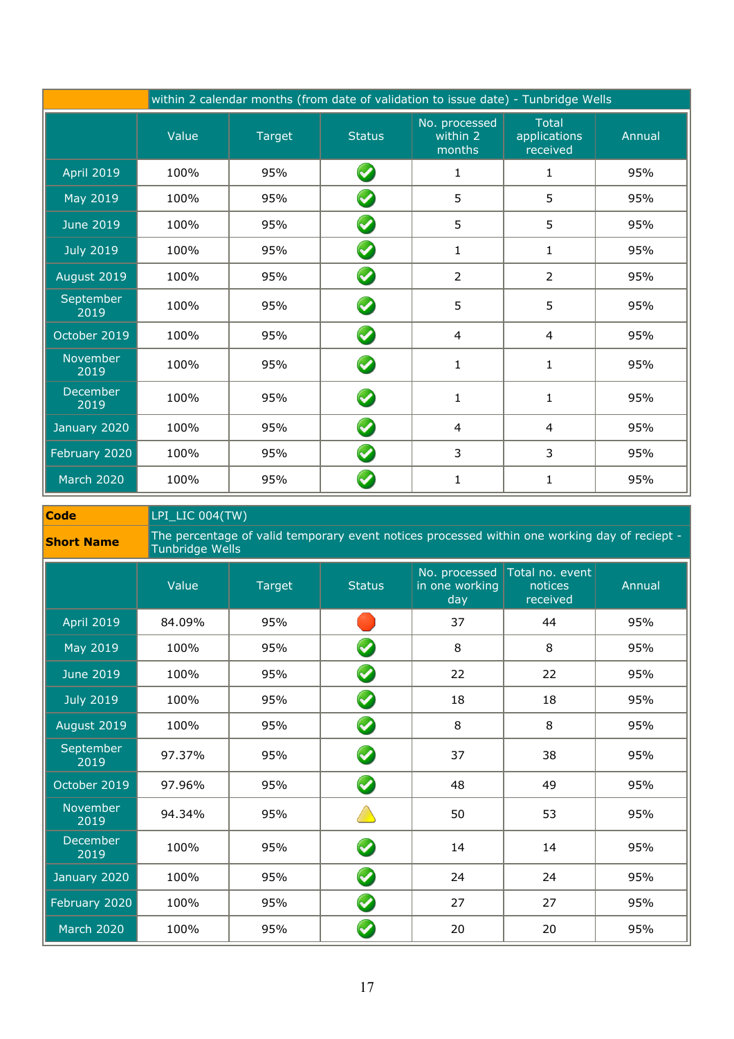| | within 2 calendar months (from date of validation to issue date) - Tunbridge Wells |
|---|---|

| | Value | Target | Status | No. processed within 2 months | Total applications received | Annual |
|---|---|---|---|---|---|---|
| April 2019 | 100% | 95% | ✔ | 1 | 1 | 95% |
| May 2019 | 100% | 95% | ✔ | 5 | 5 | 95% |
| June 2019 | 100% | 95% | ✔ | 5 | 5 | 95% |
| July 2019 | 100% | 95% | ✔ | 1 | 1 | 95% |
| August 2019 | 100% | 95% | ✔ | 2 | 2 | 95% |
| September 2019 | 100% | 95% | ✔ | 5 | 5 | 95% |
| October 2019 | 100% | 95% | ✔ | 4 | 4 | 95% |
| November 2019 | 100% | 95% | ✔ | 1 | 1 | 95% |
| December 2019 | 100% | 95% | ✔ | 1 | 1 | 95% |
| January 2020 | 100% | 95% | ✔ | 4 | 4 | 95% |
| February 2020 | 100% | 95% | ✔ | 3 | 3 | 95% |
| March 2020 | 100% | 95% | ✔ | 1 | 1 | 95% |

| **Code** | LPI_LIC 004(TW) |
|---|---|
| **Short Name** | The percentage of valid temporary event notices processed within one working day of reciept - Tunbridge Wells |

| | Value | Target | Status | No. processed in one working day | Total no. event notices received | Annual |
|---|---|---|---|---|---|---|
| April 2019 | 84.09% | 95% | 🔴 | 37 | 44 | 95% |
| May 2019 | 100% | 95% | ✔ | 8 | 8 | 95% |
| June 2019 | 100% | 95% | ✔ | 22 | 22 | 95% |
| July 2019 | 100% | 95% | ✔ | 18 | 18 | 95% |
| August 2019 | 100% | 95% | ✔ | 8 | 8 | 95% |
| September 2019 | 97.37% | 95% | ✔ | 37 | 38 | 95% |
| October 2019 | 97.96% | 95% | ✔ | 48 | 49 | 95% |
| November 2019 | 94.34% | 95% | ⚠ | 50 | 53 | 95% |
| December 2019 | 100% | 95% | ✔ | 14 | 14 | 95% |
| January 2020 | 100% | 95% | ✔ | 24 | 24 | 95% |
| February 2020 | 100% | 95% | ✔ | 27 | 27 | 95% |
| March 2020 | 100% | 95% | ✔ | 20 | 20 | 95% |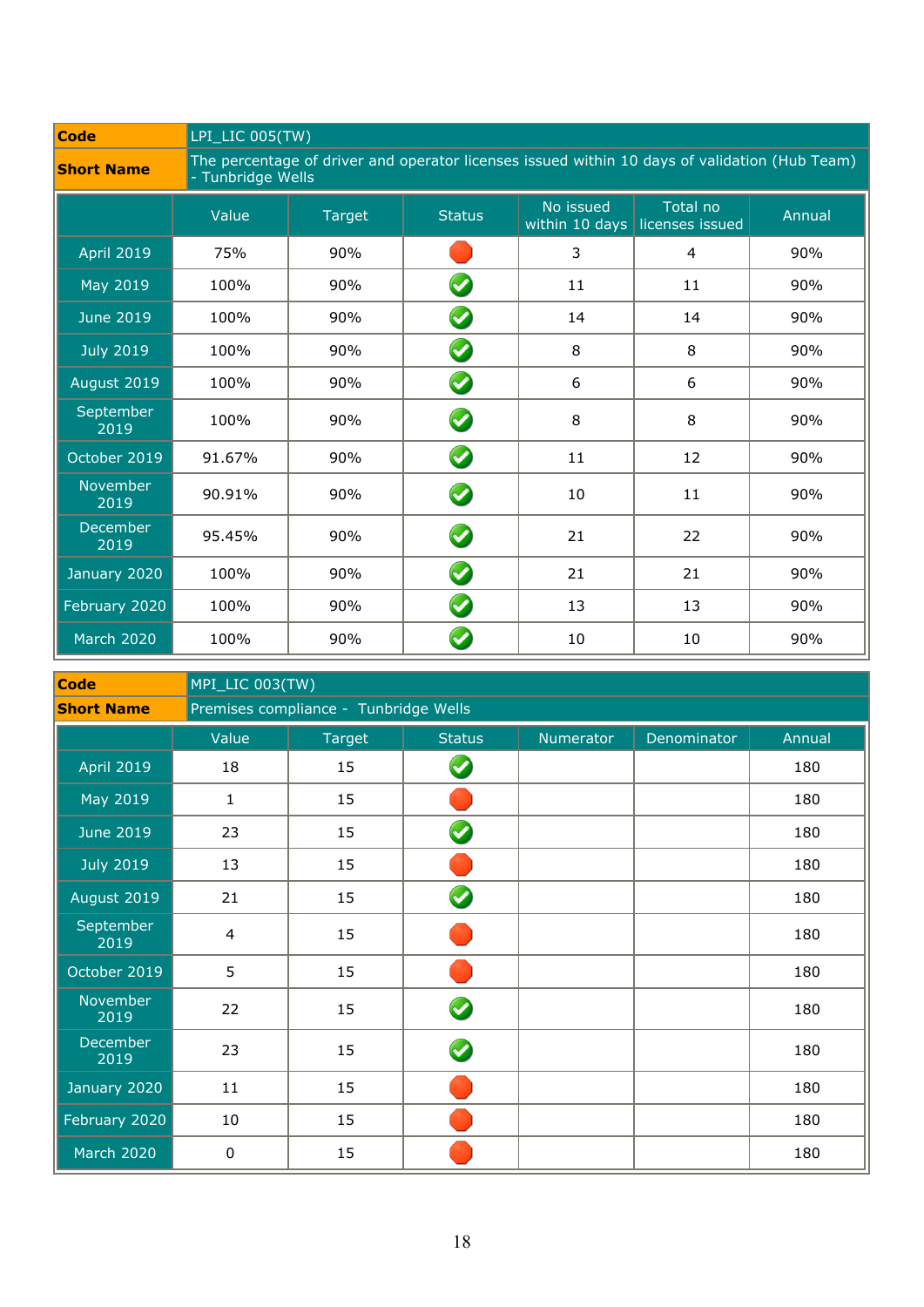| Code | LPI_LIC 005(TW) |
|---|---|
| Short Name | The percentage of driver and operator licenses issued within 10 days of validation (Hub Team) - Tunbridge Wells |

| | Value | Target | Status | No issued within 10 days | Total no licenses issued | Annual |
|---|---|---|---|---|---|---|
| April 2019 | 75% | 90% | Red | 3 | 4 | 90% |
| May 2019 | 100% | 90% | Green | 11 | 11 | 90% |
| June 2019 | 100% | 90% | Green | 14 | 14 | 90% |
| July 2019 | 100% | 90% | Green | 8 | 8 | 90% |
| August 2019 | 100% | 90% | Green | 6 | 6 | 90% |
| September 2019 | 100% | 90% | Green | 8 | 8 | 90% |
| October 2019 | 91.67% | 90% | Green | 11 | 12 | 90% |
| November 2019 | 90.91% | 90% | Green | 10 | 11 | 90% |
| December 2019 | 95.45% | 90% | Green | 21 | 22 | 90% |
| January 2020 | 100% | 90% | Green | 21 | 21 | 90% |
| February 2020 | 100% | 90% | Green | 13 | 13 | 90% |
| March 2020 | 100% | 90% | Green | 10 | 10 | 90% |

| Code | MPI_LIC 003(TW) |
|---|---|
| Short Name | Premises compliance - Tunbridge Wells |

| | Value | Target | Status | Numerator | Denominator | Annual |
|---|---|---|---|---|---|---|
| April 2019 | 18 | 15 | Green | | | 180 |
| May 2019 | 1 | 15 | Red | | | 180 |
| June 2019 | 23 | 15 | Green | | | 180 |
| July 2019 | 13 | 15 | Red | | | 180 |
| August 2019 | 21 | 15 | Green | | | 180 |
| September 2019 | 4 | 15 | Red | | | 180 |
| October 2019 | 5 | 15 | Red | | | 180 |
| November 2019 | 22 | 15 | Green | | | 180 |
| December 2019 | 23 | 15 | Green | | | 180 |
| January 2020 | 11 | 15 | Red | | | 180 |
| February 2020 | 10 | 15 | Red | | | 180 |
| March 2020 | 0 | 15 | Red | | | 180 |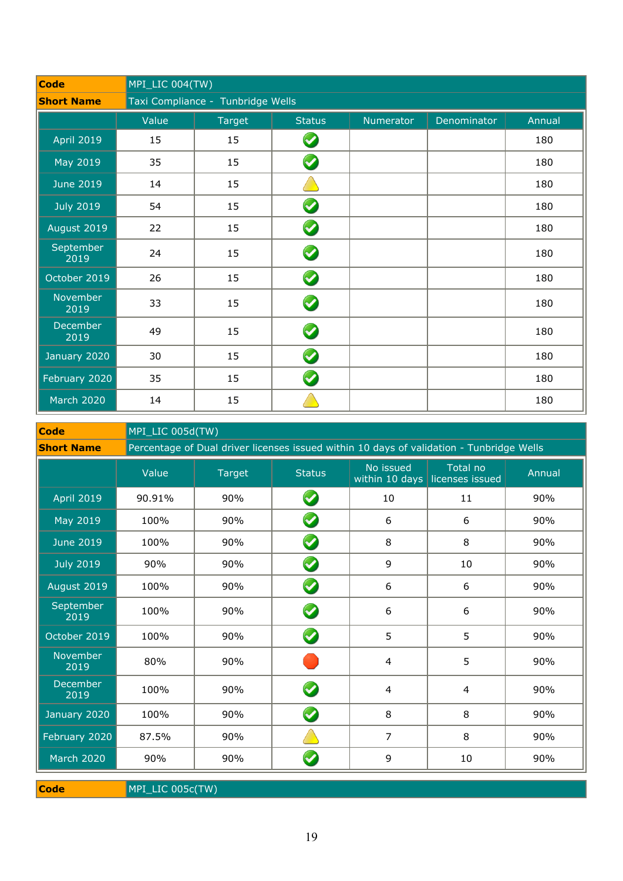| Code | MPI_LIC 004(TW) |
|---|---|
| **Short Name** | Taxi Compliance - Tunbridge Wells |

| | Value | Target | Status | Numerator | Denominator | Annual |
|---|---|---|---|---|---|---|
| April 2019 | 15 | 15 | ✓ | | | 180 |
| May 2019 | 35 | 15 | ✓ | | | 180 |
| June 2019 | 14 | 15 | ⚠ | | | 180 |
| July 2019 | 54 | 15 | ✓ | | | 180 |
| August 2019 | 22 | 15 | ✓ | | | 180 |
| September 2019 | 24 | 15 | ✓ | | | 180 |
| October 2019 | 26 | 15 | ✓ | | | 180 |
| November 2019 | 33 | 15 | ✓ | | | 180 |
| December 2019 | 49 | 15 | ✓ | | | 180 |
| January 2020 | 30 | 15 | ✓ | | | 180 |
| February 2020 | 35 | 15 | ✓ | | | 180 |
| March 2020 | 14 | 15 | ⚠ | | | 180 |

| Code | MPI_LIC 005d(TW) |
|---|---|
| **Short Name** | Percentage of Dual driver licenses issued within 10 days of validation - Tunbridge Wells |

| | Value | Target | Status | No issued within 10 days | Total no licenses issued | Annual |
|---|---|---|---|---|---|---|
| April 2019 | 90.91% | 90% | ✓ | 10 | 11 | 90% |
| May 2019 | 100% | 90% | ✓ | 6 | 6 | 90% |
| June 2019 | 100% | 90% | ✓ | 8 | 8 | 90% |
| July 2019 | 90% | 90% | ✓ | 9 | 10 | 90% |
| August 2019 | 100% | 90% | ✓ | 6 | 6 | 90% |
| September 2019 | 100% | 90% | ✓ | 6 | 6 | 90% |
| October 2019 | 100% | 90% | ✓ | 5 | 5 | 90% |
| November 2019 | 80% | 90% | ● | 4 | 5 | 90% |
| December 2019 | 100% | 90% | ✓ | 4 | 4 | 90% |
| January 2020 | 100% | 90% | ✓ | 8 | 8 | 90% |
| February 2020 | 87.5% | 90% | ⚠ | 7 | 8 | 90% |
| March 2020 | 90% | 90% | ✓ | 9 | 10 | 90% |

| Code | MPI_LIC 005c(TW) |
|---|---|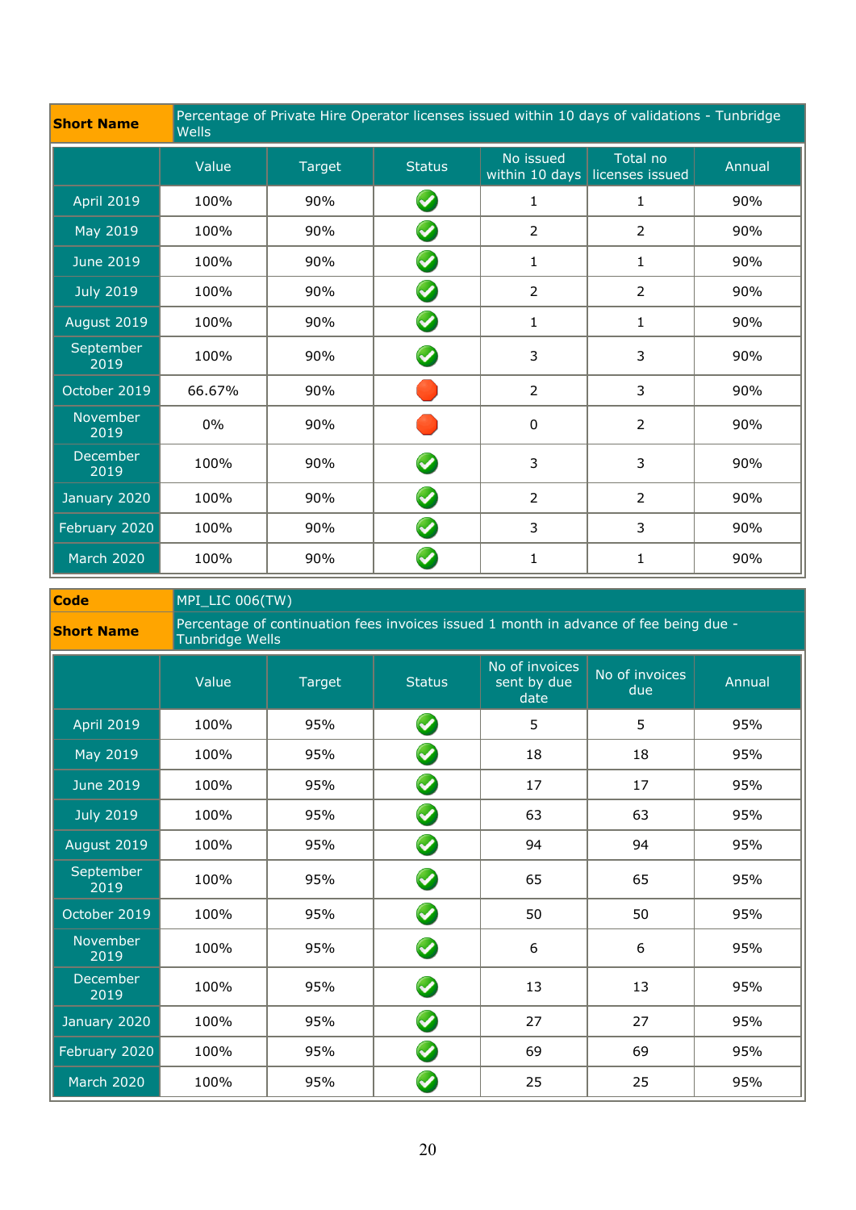| Short Name | Percentage of Private Hire Operator licenses issued within 10 days of validations - Tunbridge Wells |
|---|---|

| | Value | Target | Status | No issued within 10 days | Total no licenses issued | Annual |
|---|---|---|---|---|---|---|
| April 2019 | 100% | 90% | ✅ | 1 | 1 | 90% |
| May 2019 | 100% | 90% | ✅ | 2 | 2 | 90% |
| June 2019 | 100% | 90% | ✅ | 1 | 1 | 90% |
| July 2019 | 100% | 90% | ✅ | 2 | 2 | 90% |
| August 2019 | 100% | 90% | ✅ | 1 | 1 | 90% |
| September 2019 | 100% | 90% | ✅ | 3 | 3 | 90% |
| October 2019 | 66.67% | 90% | 🛑 | 2 | 3 | 90% |
| November 2019 | 0% | 90% | 🛑 | 0 | 2 | 90% |
| December 2019 | 100% | 90% | ✅ | 3 | 3 | 90% |
| January 2020 | 100% | 90% | ✅ | 2 | 2 | 90% |
| February 2020 | 100% | 90% | ✅ | 3 | 3 | 90% |
| March 2020 | 100% | 90% | ✅ | 1 | 1 | 90% |

| Code | MPI_LIC 006(TW) |
|---|---|
| Short Name | Percentage of continuation fees invoices issued 1 month in advance of fee being due - Tunbridge Wells |

| | Value | Target | Status | No of invoices sent by due date | No of invoices due | Annual |
|---|---|---|---|---|---|---|
| April 2019 | 100% | 95% | ✅ | 5 | 5 | 95% |
| May 2019 | 100% | 95% | ✅ | 18 | 18 | 95% |
| June 2019 | 100% | 95% | ✅ | 17 | 17 | 95% |
| July 2019 | 100% | 95% | ✅ | 63 | 63 | 95% |
| August 2019 | 100% | 95% | ✅ | 94 | 94 | 95% |
| September 2019 | 100% | 95% | ✅ | 65 | 65 | 95% |
| October 2019 | 100% | 95% | ✅ | 50 | 50 | 95% |
| November 2019 | 100% | 95% | ✅ | 6 | 6 | 95% |
| December 2019 | 100% | 95% | ✅ | 13 | 13 | 95% |
| January 2020 | 100% | 95% | ✅ | 27 | 27 | 95% |
| February 2020 | 100% | 95% | ✅ | 69 | 69 | 95% |
| March 2020 | 100% | 95% | ✅ | 25 | 25 | 95% |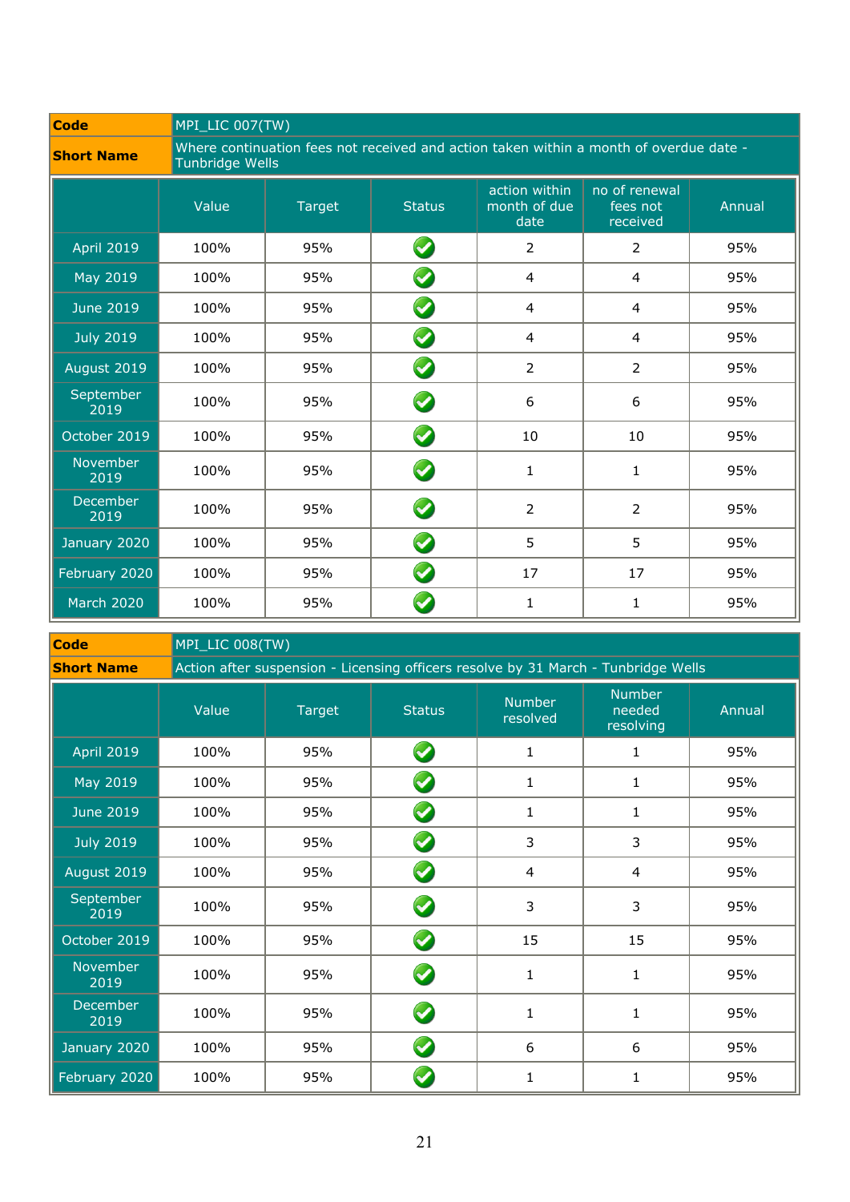| Code | MPI_LIC 007(TW) |
|---|---|
| Short Name | Where continuation fees not received and action taken within a month of overdue date - Tunbridge Wells |

| | Value | Target | Status | action within month of due date | no of renewal fees not received | Annual |
|---|---|---|---|---|---|---|
| April 2019 | 100% | 95% | ✔ | 2 | 2 | 95% |
| May 2019 | 100% | 95% | ✔ | 4 | 4 | 95% |
| June 2019 | 100% | 95% | ✔ | 4 | 4 | 95% |
| July 2019 | 100% | 95% | ✔ | 4 | 4 | 95% |
| August 2019 | 100% | 95% | ✔ | 2 | 2 | 95% |
| September 2019 | 100% | 95% | ✔ | 6 | 6 | 95% |
| October 2019 | 100% | 95% | ✔ | 10 | 10 | 95% |
| November 2019 | 100% | 95% | ✔ | 1 | 1 | 95% |
| December 2019 | 100% | 95% | ✔ | 2 | 2 | 95% |
| January 2020 | 100% | 95% | ✔ | 5 | 5 | 95% |
| February 2020 | 100% | 95% | ✔ | 17 | 17 | 95% |
| March 2020 | 100% | 95% | ✔ | 1 | 1 | 95% |

| Code | MPI_LIC 008(TW) |
|---|---|
| Short Name | Action after suspension - Licensing officers resolve by 31 March - Tunbridge Wells |

| | Value | Target | Status | Number resolved | Number needed resolving | Annual |
|---|---|---|---|---|---|---|
| April 2019 | 100% | 95% | ✔ | 1 | 1 | 95% |
| May 2019 | 100% | 95% | ✔ | 1 | 1 | 95% |
| June 2019 | 100% | 95% | ✔ | 1 | 1 | 95% |
| July 2019 | 100% | 95% | ✔ | 3 | 3 | 95% |
| August 2019 | 100% | 95% | ✔ | 4 | 4 | 95% |
| September 2019 | 100% | 95% | ✔ | 3 | 3 | 95% |
| October 2019 | 100% | 95% | ✔ | 15 | 15 | 95% |
| November 2019 | 100% | 95% | ✔ | 1 | 1 | 95% |
| December 2019 | 100% | 95% | ✔ | 1 | 1 | 95% |
| January 2020 | 100% | 95% | ✔ | 6 | 6 | 95% |
| February 2020 | 100% | 95% | ✔ | 1 | 1 | 95% |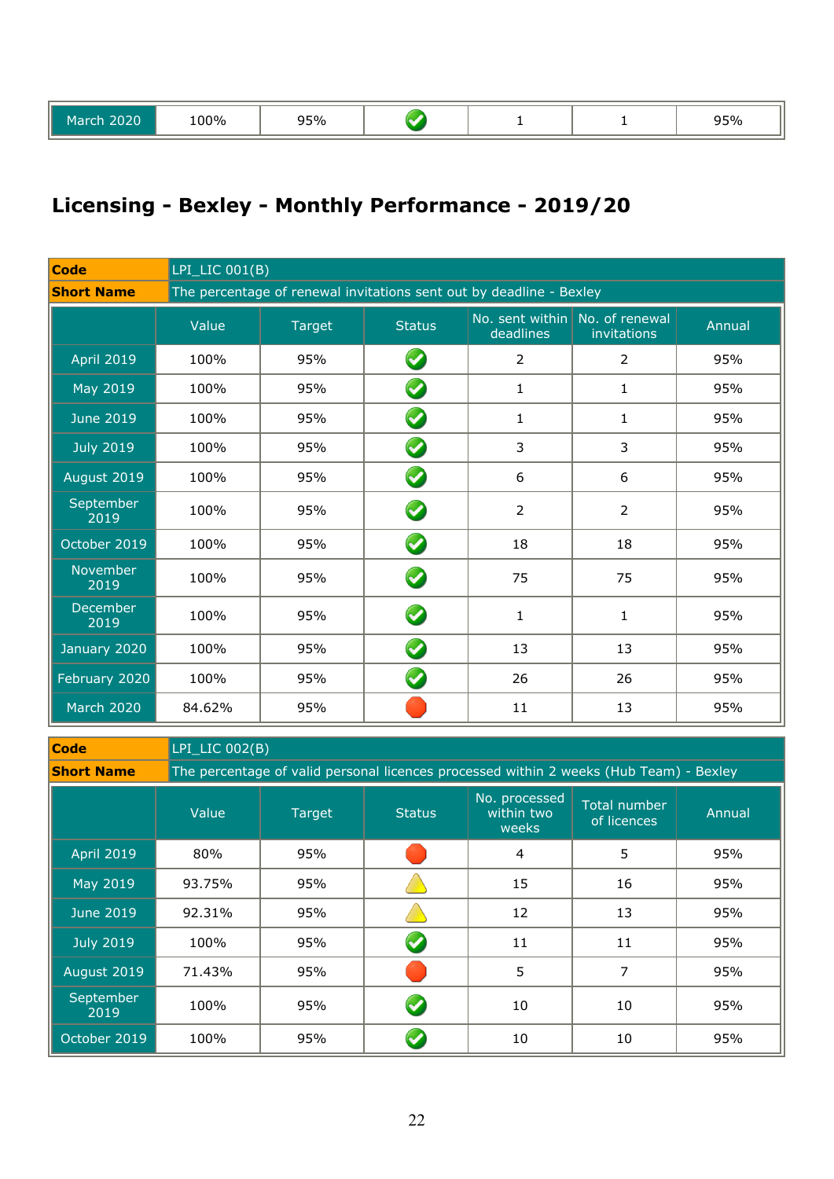| March 2020 | 100% | 95% | ✔ | 1 | 1 | 95% |
|---|---|---|---|---|---|---|

## Licensing - Bexley - Monthly Performance - 2019/20

| **Code** | LPI_LIC 001(B) |
|---|---|
| **Short Name** | The percentage of renewal invitations sent out by deadline - Bexley |

| | Value | Target | Status | No. sent within deadlines | No. of renewal invitations | Annual |
|---|---|---|---|---|---|---|
| April 2019 | 100% | 95% | ✔ | 2 | 2 | 95% |
| May 2019 | 100% | 95% | ✔ | 1 | 1 | 95% |
| June 2019 | 100% | 95% | ✔ | 1 | 1 | 95% |
| July 2019 | 100% | 95% | ✔ | 3 | 3 | 95% |
| August 2019 | 100% | 95% | ✔ | 6 | 6 | 95% |
| September 2019 | 100% | 95% | ✔ | 2 | 2 | 95% |
| October 2019 | 100% | 95% | ✔ | 18 | 18 | 95% |
| November 2019 | 100% | 95% | ✔ | 75 | 75 | 95% |
| December 2019 | 100% | 95% | ✔ | 1 | 1 | 95% |
| January 2020 | 100% | 95% | ✔ | 13 | 13 | 95% |
| February 2020 | 100% | 95% | ✔ | 26 | 26 | 95% |
| March 2020 | 84.62% | 95% | 🛑 | 11 | 13 | 95% |

| **Code** | LPI_LIC 002(B) |
|---|---|
| **Short Name** | The percentage of valid personal licences processed within 2 weeks (Hub Team) - Bexley |

| | Value | Target | Status | No. processed within two weeks | Total number of licences | Annual |
|---|---|---|---|---|---|---|
| April 2019 | 80% | 95% | 🛑 | 4 | 5 | 95% |
| May 2019 | 93.75% | 95% | ⚠ | 15 | 16 | 95% |
| June 2019 | 92.31% | 95% | ⚠ | 12 | 13 | 95% |
| July 2019 | 100% | 95% | ✔ | 11 | 11 | 95% |
| August 2019 | 71.43% | 95% | 🛑 | 5 | 7 | 95% |
| September 2019 | 100% | 95% | ✔ | 10 | 10 | 95% |
| October 2019 | 100% | 95% | ✔ | 10 | 10 | 95% |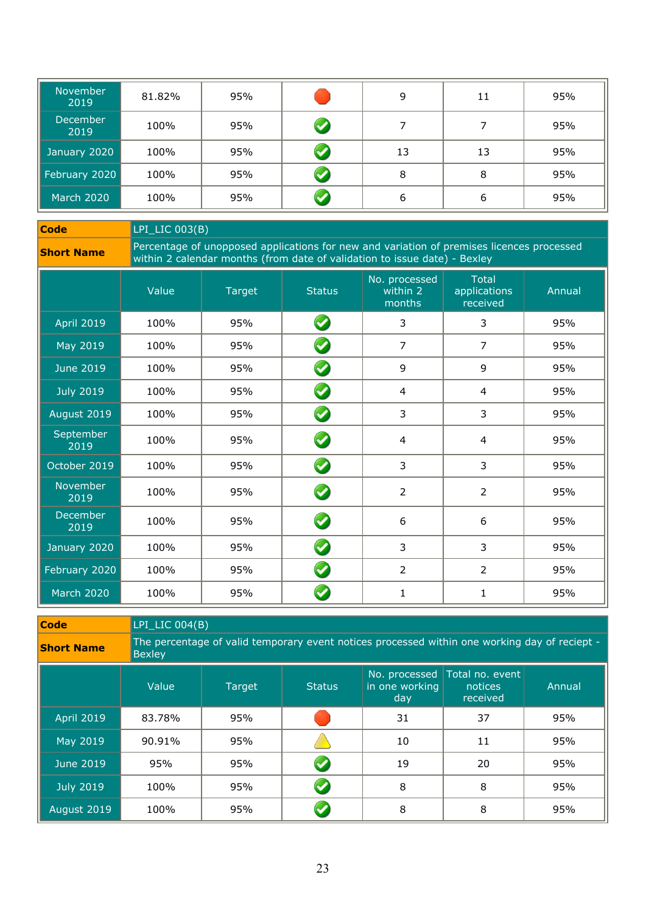| | | | | | | |
|---|---|---|---|---|---|---|
| November 2019 | 81.82% | 95% | Red | 9 | 11 | 95% |
| December 2019 | 100% | 95% | Green | 7 | 7 | 95% |
| January 2020 | 100% | 95% | Green | 13 | 13 | 95% |
| February 2020 | 100% | 95% | Green | 8 | 8 | 95% |
| March 2020 | 100% | 95% | Green | 6 | 6 | 95% |

| **Code** | LPI_LIC 003(B) |
|---|---|
| **Short Name** | Percentage of unopposed applications for new and variation of premises licences processed within 2 calendar months (from date of validation to issue date) - Bexley |

| | Value | Target | Status | No. processed within 2 months | Total applications received | Annual |
|---|---|---|---|---|---|---|
| April 2019 | 100% | 95% | Green | 3 | 3 | 95% |
| May 2019 | 100% | 95% | Green | 7 | 7 | 95% |
| June 2019 | 100% | 95% | Green | 9 | 9 | 95% |
| July 2019 | 100% | 95% | Green | 4 | 4 | 95% |
| August 2019 | 100% | 95% | Green | 3 | 3 | 95% |
| September 2019 | 100% | 95% | Green | 4 | 4 | 95% |
| October 2019 | 100% | 95% | Green | 3 | 3 | 95% |
| November 2019 | 100% | 95% | Green | 2 | 2 | 95% |
| December 2019 | 100% | 95% | Green | 6 | 6 | 95% |
| January 2020 | 100% | 95% | Green | 3 | 3 | 95% |
| February 2020 | 100% | 95% | Green | 2 | 2 | 95% |
| March 2020 | 100% | 95% | Green | 1 | 1 | 95% |

| **Code** | LPI_LIC 004(B) |
|---|---|
| **Short Name** | The percentage of valid temporary event notices processed within one working day of reciept - Bexley |

| | Value | Target | Status | No. processed in one working day | Total no. event notices received | Annual |
|---|---|---|---|---|---|---|
| April 2019 | 83.78% | 95% | Red | 31 | 37 | 95% |
| May 2019 | 90.91% | 95% | Amber | 10 | 11 | 95% |
| June 2019 | 95% | 95% | Green | 19 | 20 | 95% |
| July 2019 | 100% | 95% | Green | 8 | 8 | 95% |
| August 2019 | 100% | 95% | Green | 8 | 8 | 95% |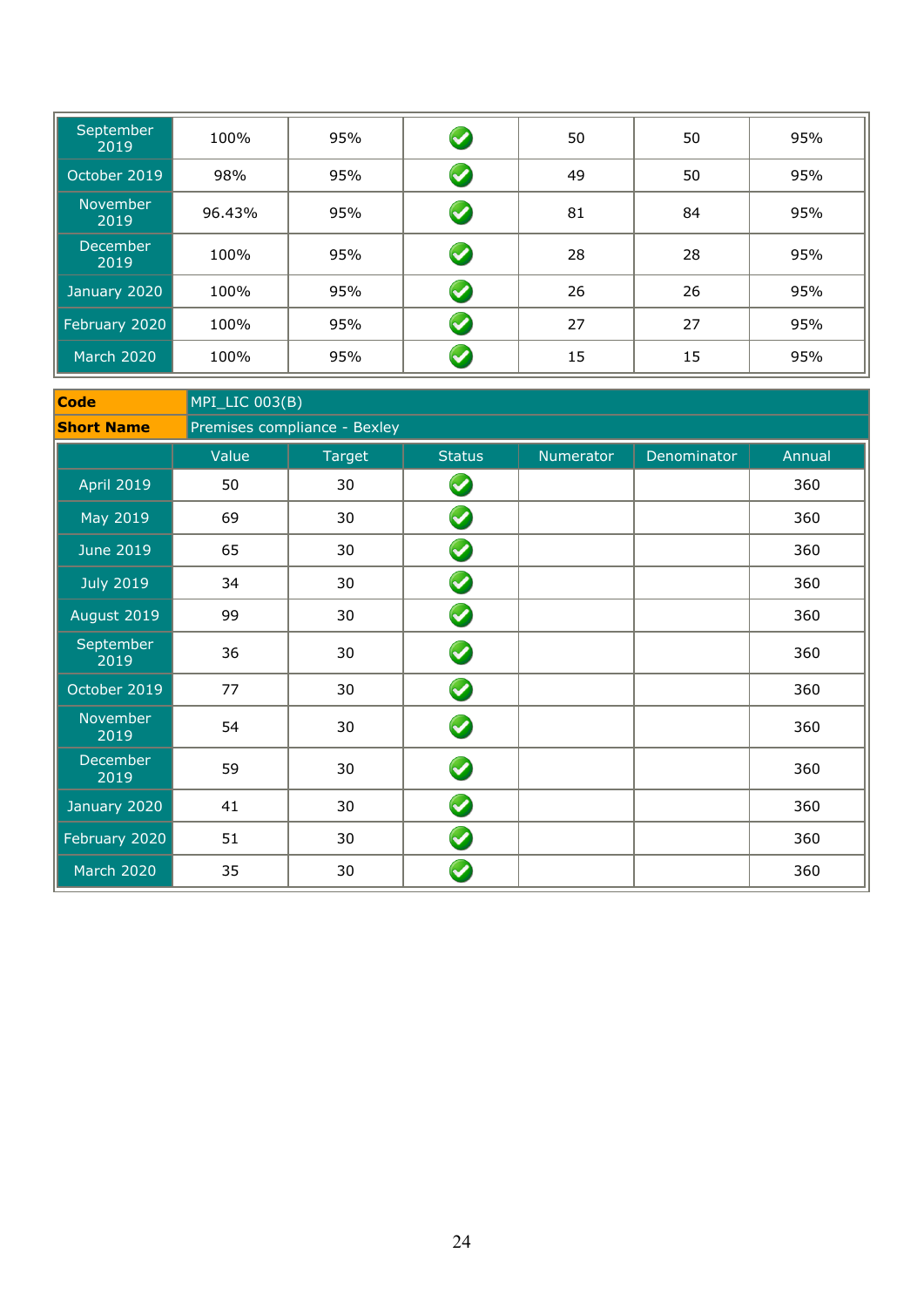| | | | | | | |
|---|---|---|---|---|---|---|
| September 2019 | 100% | 95% | ✔ | 50 | 50 | 95% |
| October 2019 | 98% | 95% | ✔ | 49 | 50 | 95% |
| November 2019 | 96.43% | 95% | ✔ | 81 | 84 | 95% |
| December 2019 | 100% | 95% | ✔ | 28 | 28 | 95% |
| January 2020 | 100% | 95% | ✔ | 26 | 26 | 95% |
| February 2020 | 100% | 95% | ✔ | 27 | 27 | 95% |
| March 2020 | 100% | 95% | ✔ | 15 | 15 | 95% |

| | |
|---|---|
| **Code** | MPI_LIC 003(B) |
| **Short Name** | Premises compliance - Bexley |

| | Value | Target | Status | Numerator | Denominator | Annual |
|---|---|---|---|---|---|---|
| April 2019 | 50 | 30 | ✔ | | | 360 |
| May 2019 | 69 | 30 | ✔ | | | 360 |
| June 2019 | 65 | 30 | ✔ | | | 360 |
| July 2019 | 34 | 30 | ✔ | | | 360 |
| August 2019 | 99 | 30 | ✔ | | | 360 |
| September 2019 | 36 | 30 | ✔ | | | 360 |
| October 2019 | 77 | 30 | ✔ | | | 360 |
| November 2019 | 54 | 30 | ✔ | | | 360 |
| December 2019 | 59 | 30 | ✔ | | | 360 |
| January 2020 | 41 | 30 | ✔ | | | 360 |
| February 2020 | 51 | 30 | ✔ | | | 360 |
| March 2020 | 35 | 30 | ✔ | | | 360 |